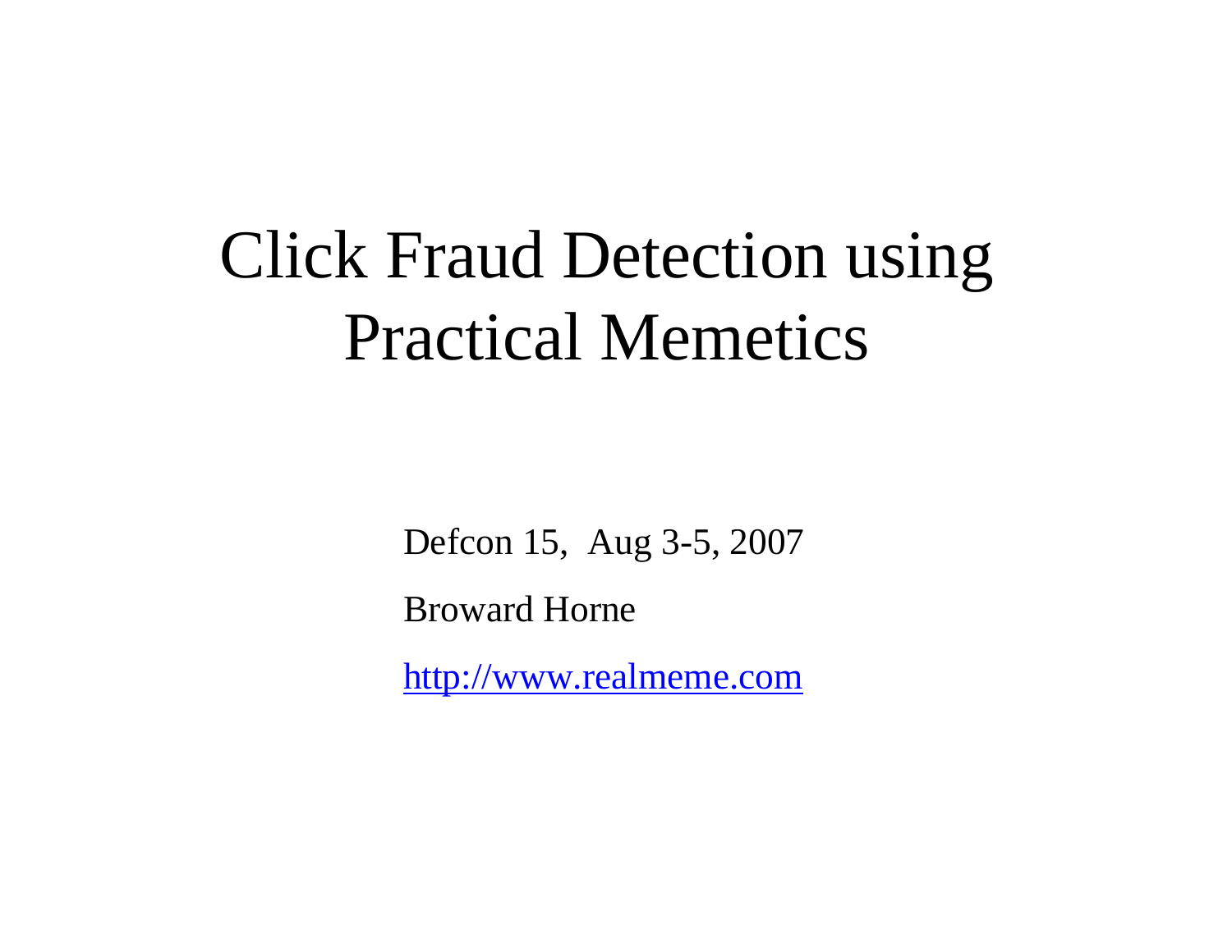# Click Fraud Detection using Practical Memetics

Defcon 15, Aug 3-5, 2007

Broward Horne

http://www.realmeme.com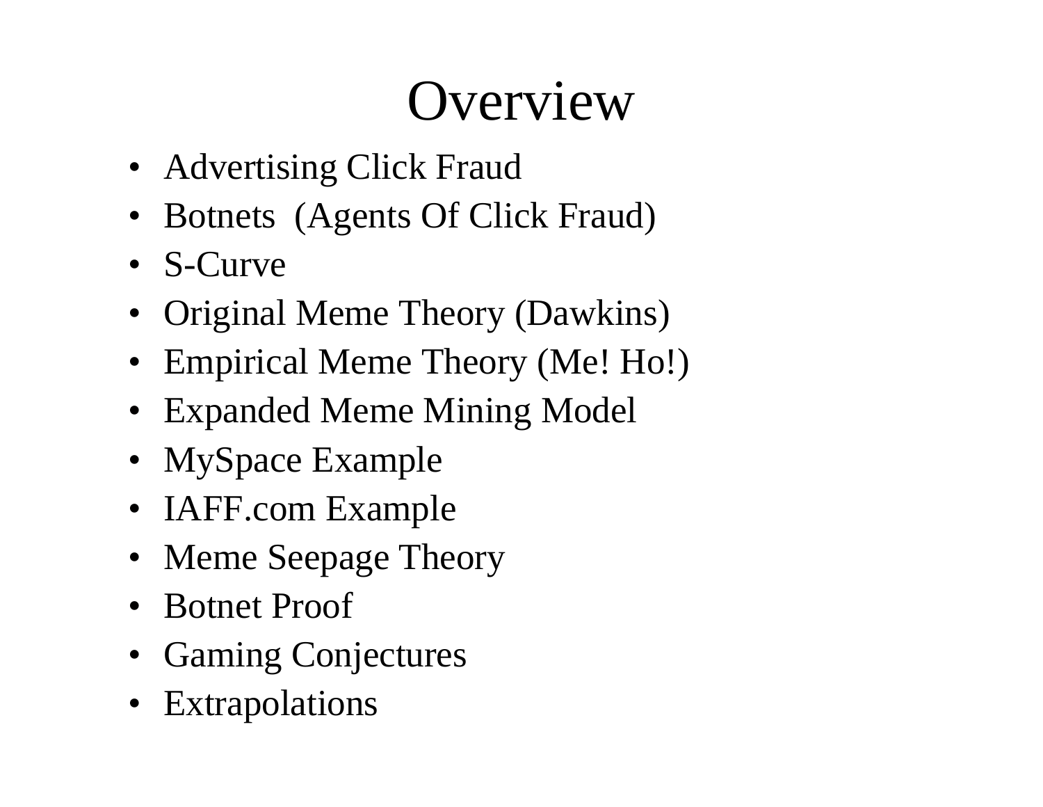# Overview

- Advertising Click Fraud
- Botnets (Agents Of Click Fraud)
- S-Curve
- Original Meme Theory (Dawkins)
- Empirical Meme Theory (Me! Ho!)
- Expanded Meme Mining Model
- MySpace Example
- IAFF.com Example
- Meme Seepage Theory
- Botnet Proof
- Gaming Conjectures
- Extrapolations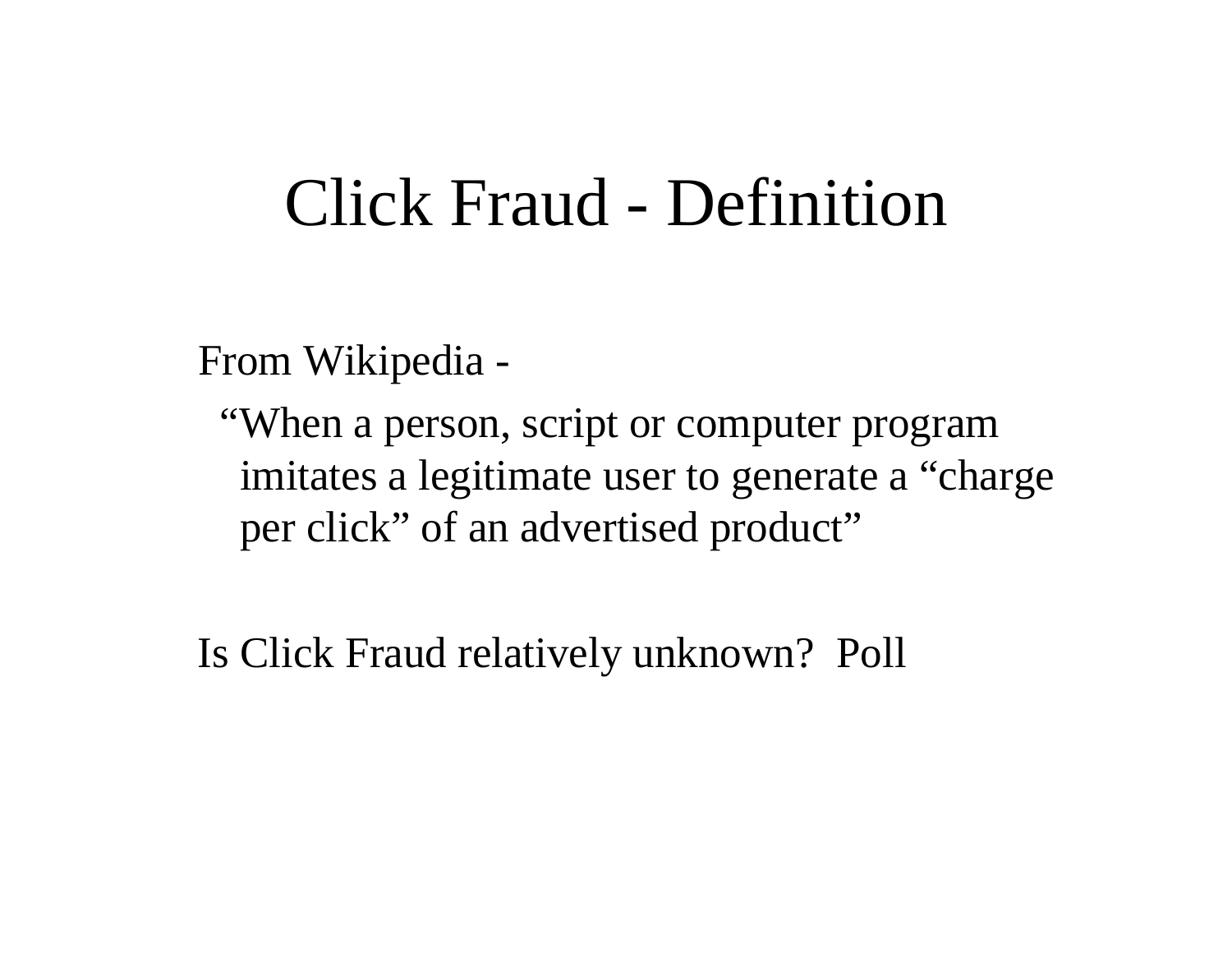# Click Fraud - Definition

From Wikipedia -

"When a person, script or computer program imitates a legitimate user to generate a "charge per click" of an advertised product"

Is Click Fraud relatively unknown? Poll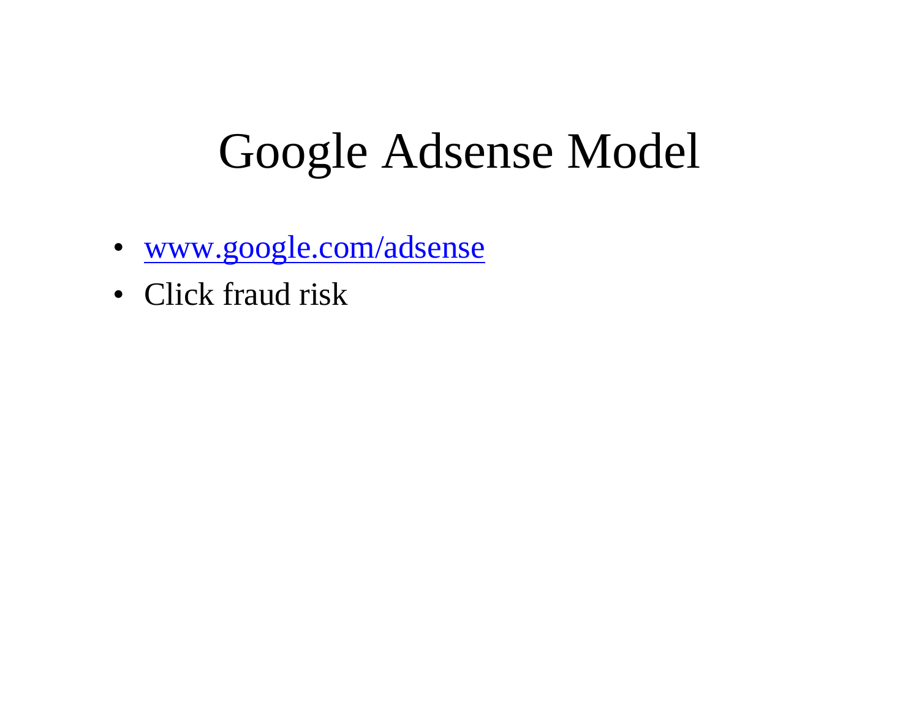# Google Adsense Model

- www.google.com/adsense
- Click fraud risk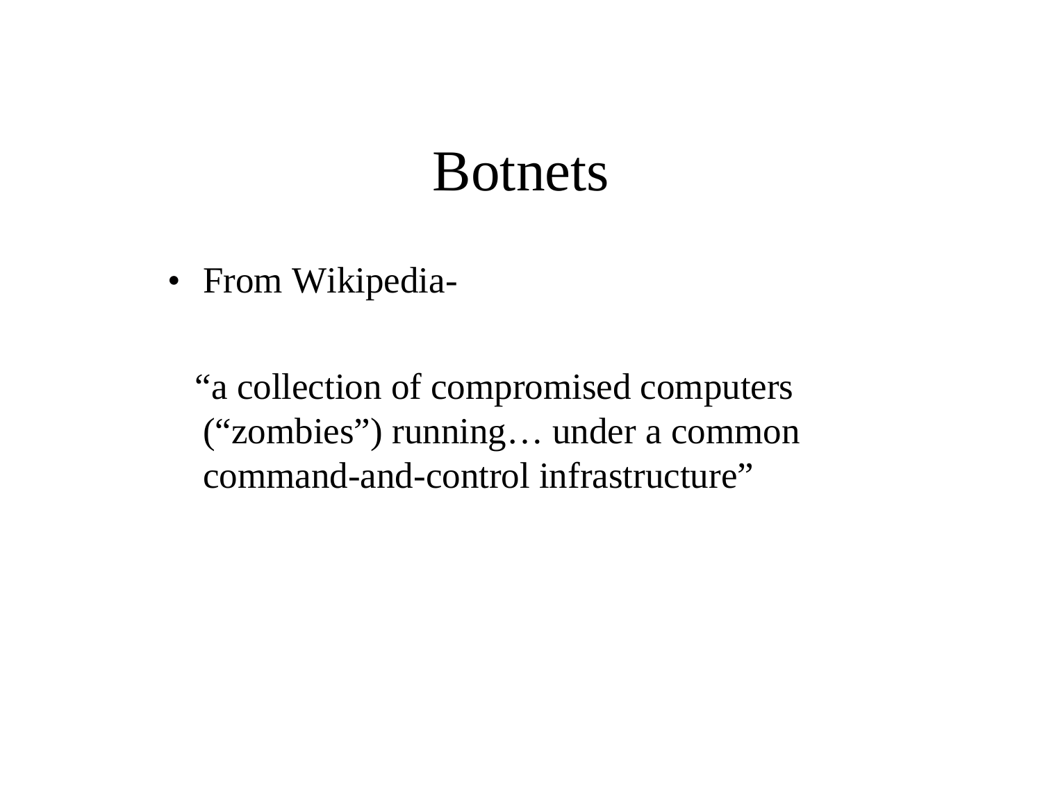# Botnets

- From Wikipedia-

  “a collection of compromised computers (“zombies”) running… under a common command-and-control infrastructure”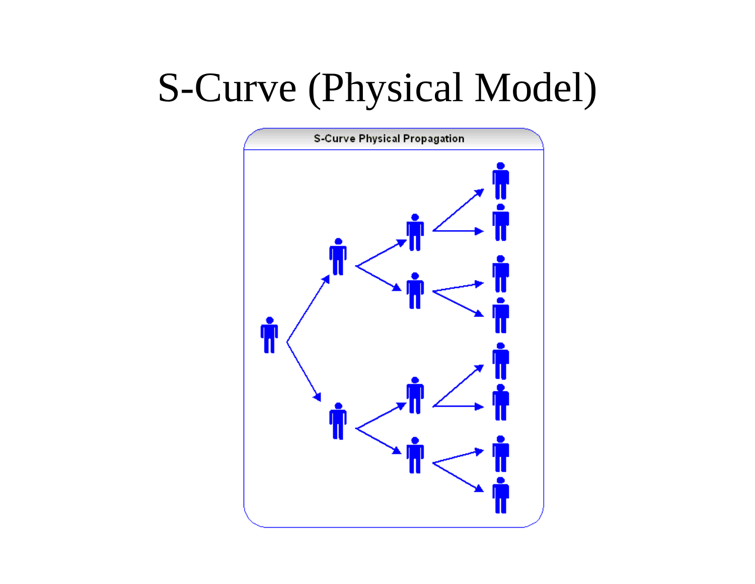# S-Curve (Physical Model)

S-Curve Physical Propagation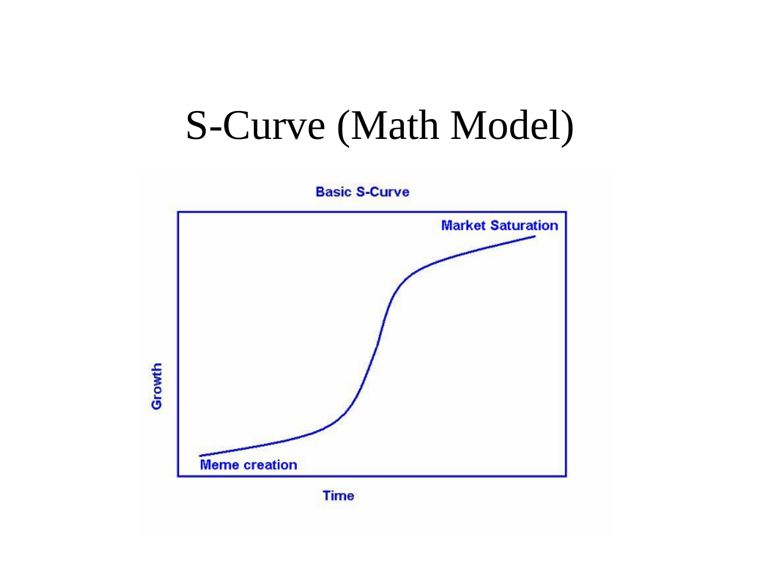# S-Curve (Math Model)

**Basic S-Curve**

Market Saturation

Meme creation

Growth

Time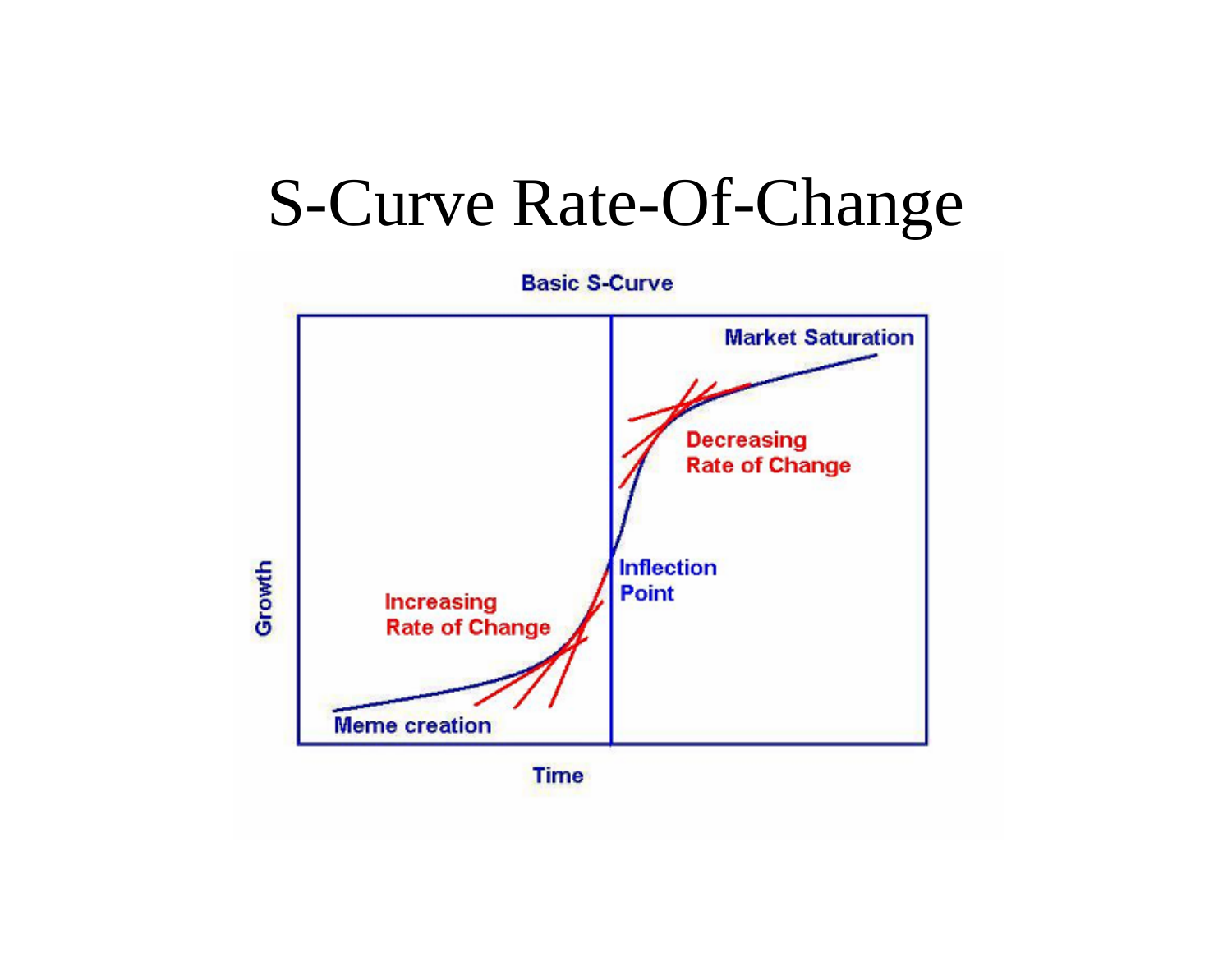# S-Curve Rate-Of-Change

Basic S-Curve

Market Saturation

Decreasing Rate of Change

Inflection Point

Increasing Rate of Change

Meme creation

Growth

Time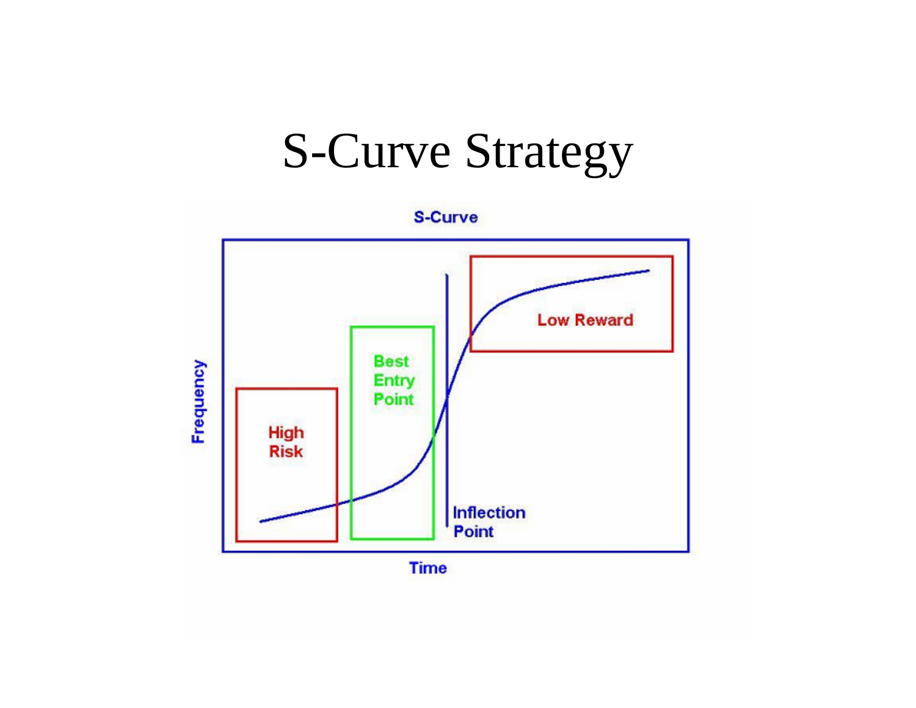# S-Curve Strategy

S-Curve

Frequency

High Risk

Best Entry Point

Inflection Point

Low Reward

Time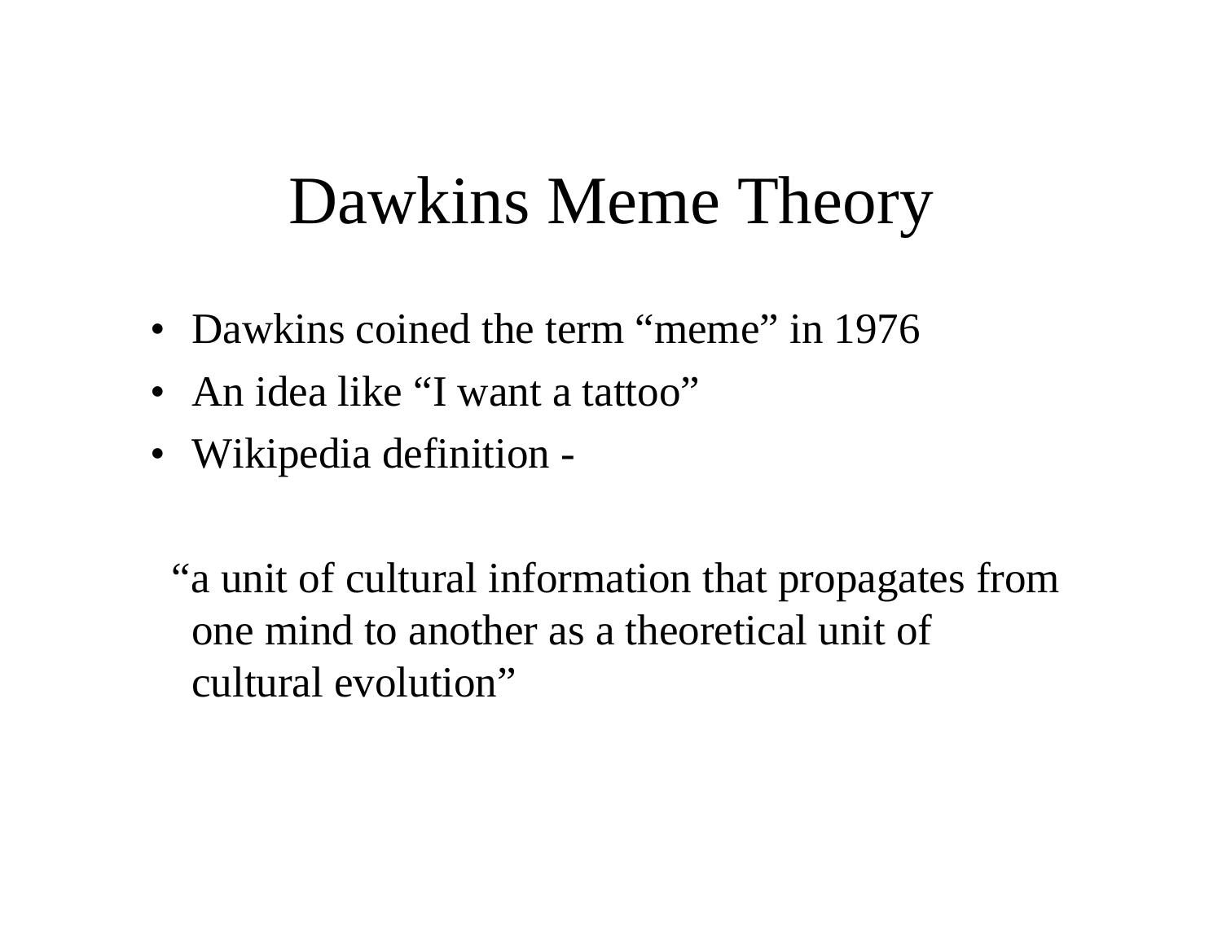# Dawkins Meme Theory

- Dawkins coined the term “meme” in 1976
- An idea like “I want a tattoo”
- Wikipedia definition -

“a unit of cultural information that propagates from one mind to another as a theoretical unit of cultural evolution”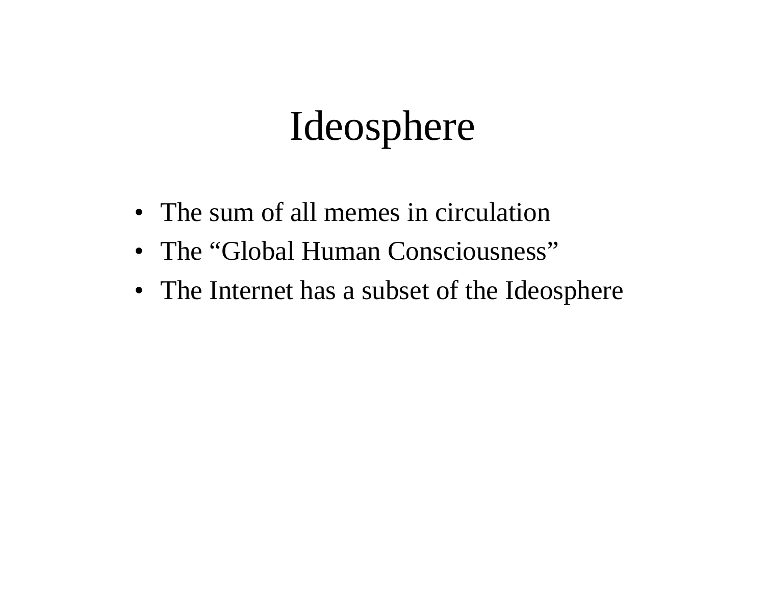# Ideosphere

- The sum of all memes in circulation
- The “Global Human Consciousness”
- The Internet has a subset of the Ideosphere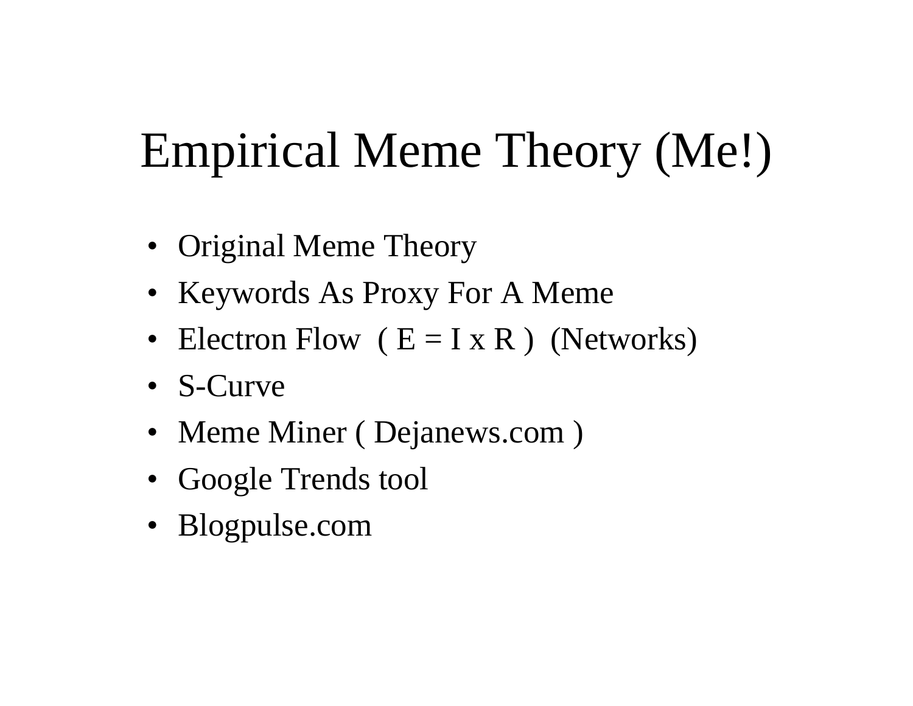# Empirical Meme Theory (Me!)

- Original Meme Theory
- Keywords As Proxy For A Meme
- Electron Flow ( $E = I \times R$ ) (Networks)
- S-Curve
- Meme Miner ( Dejanews.com )
- Google Trends tool
- Blogpulse.com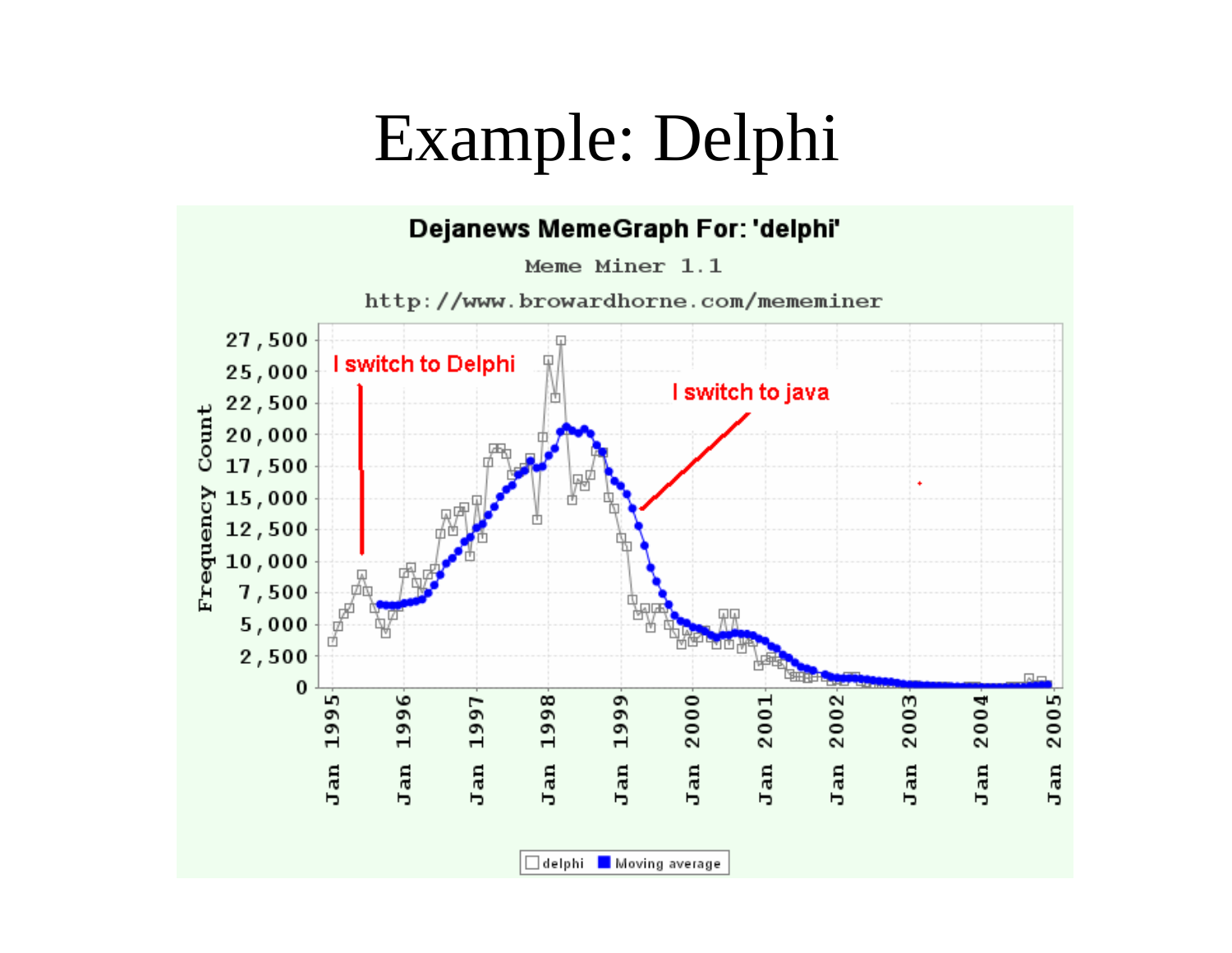# Example: Delphi

**Dejanews MemeGraph For: 'delphi'**

Meme Miner 1.1

http://www.browardhorne.com/mememiner

I switch to Delphi

I switch to java

Frequency Count: 0, 2,500, 5,000, 7,500, 10,000, 12,500, 15,000, 17,500, 20,000, 22,500, 25,000, 27,500

Jan 1995, Jan 1996, Jan 1997, Jan 1998, Jan 1999, Jan 2000, Jan 2001, Jan 2002, Jan 2003, Jan 2004, Jan 2005

delphi | Moving average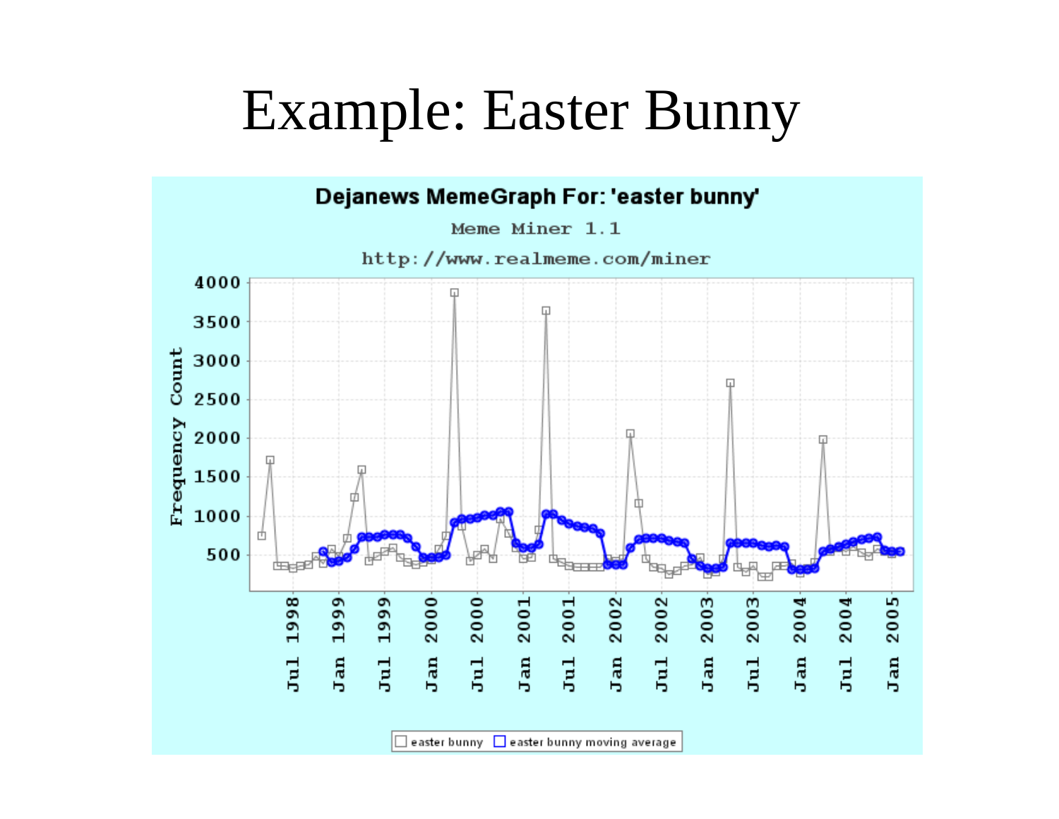# Example: Easter Bunny

**Dejanews MemeGraph For: 'easter bunny'**

Meme Miner 1.1

http://www.realmeme.com/miner

Frequency Count

4000, 3500, 3000, 2500, 2000, 1500, 1000, 500

Jul 1998, Jan 1999, Jul 1999, Jan 2000, Jul 2000, Jan 2001, Jul 2001, Jan 2002, Jul 2002, Jan 2003, Jul 2003, Jan 2004, Jul 2004, Jan 2005

easter bunny | easter bunny moving average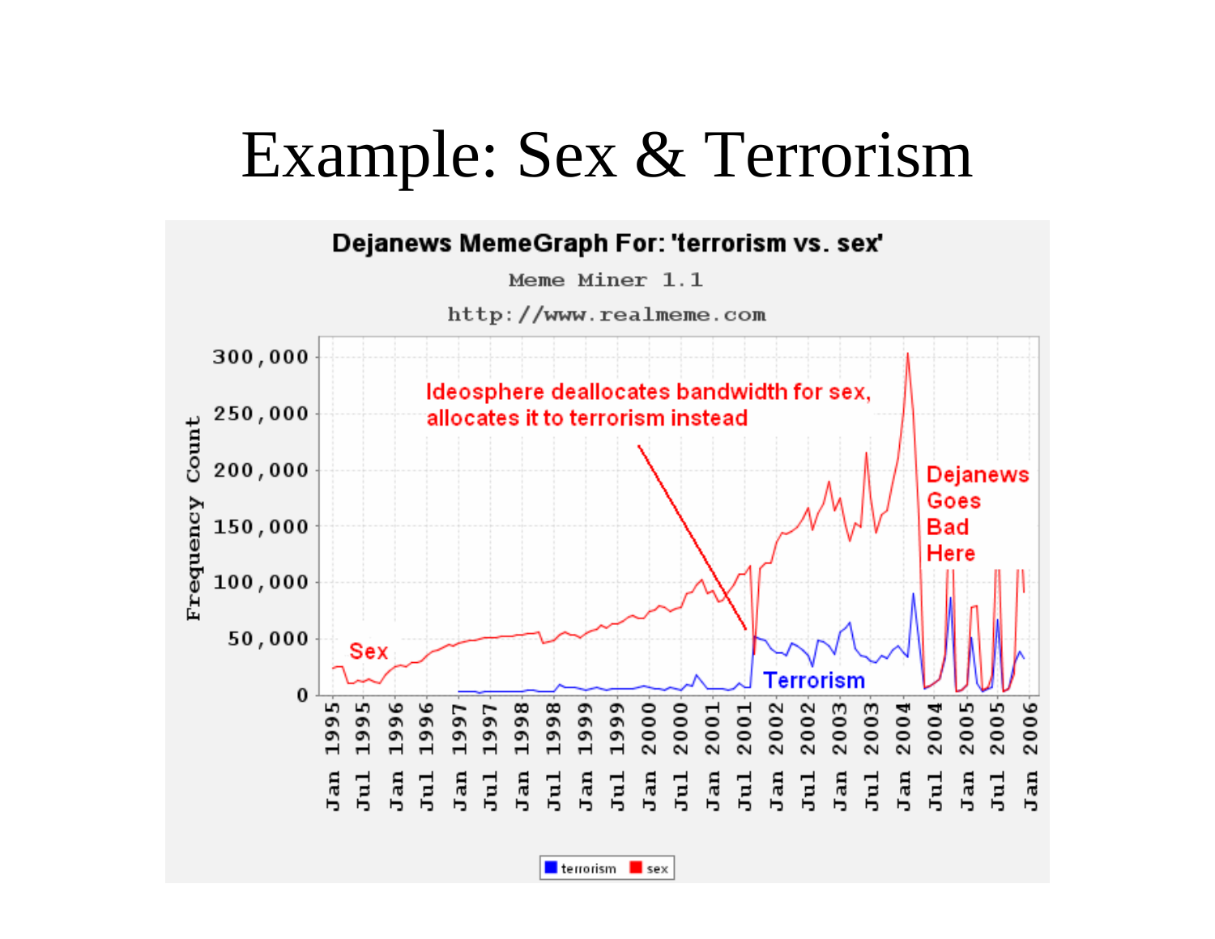# Example: Sex & Terrorism

Dejanews MemeGraph For: 'terrorism vs. sex'

Meme Miner 1.1

http://www.realmeme.com

Ideosphere deallocates bandwidth for sex, allocates it to terrorism instead

Dejanews Goes Bad Here

Sex

Terrorism

Frequency Count

300,000
250,000
200,000
150,000
100,000
50,000
0

Jan 1995, Jul 1995, Jan 1996, Jul 1996, Jan 1997, Jul 1997, Jan 1998, Jul 1998, Jan 1999, Jul 1999, Jan 2000, Jul 2000, Jan 2001, Jul 2001, Jan 2002, Jul 2002, Jan 2003, Jul 2003, Jan 2004, Jul 2004, Jan 2005, Jul 2005, Jan 2006

terrorism sex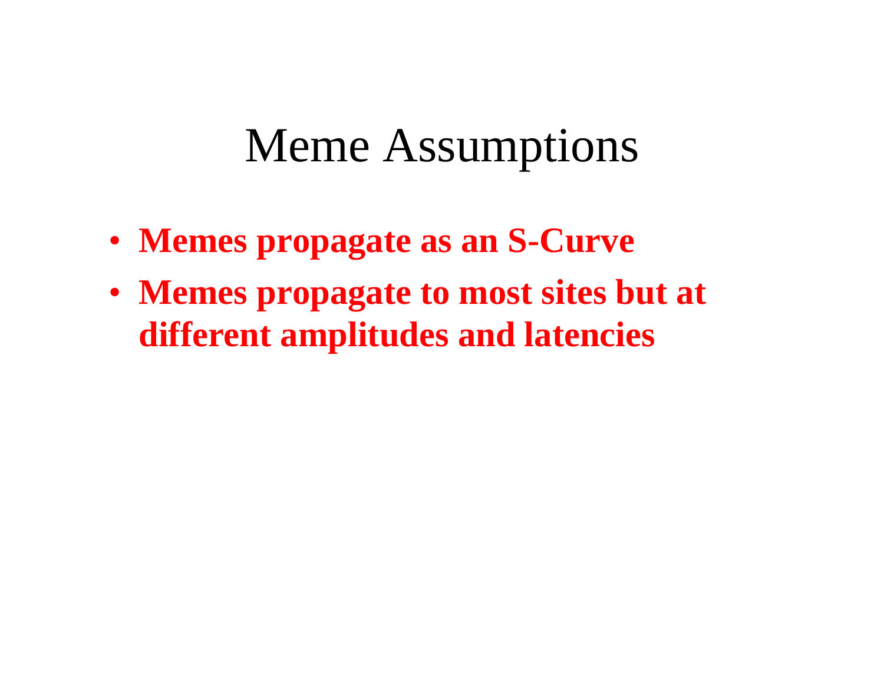# Meme Assumptions

- **Memes propagate as an S-Curve**
- **Memes propagate to most sites but at different amplitudes and latencies**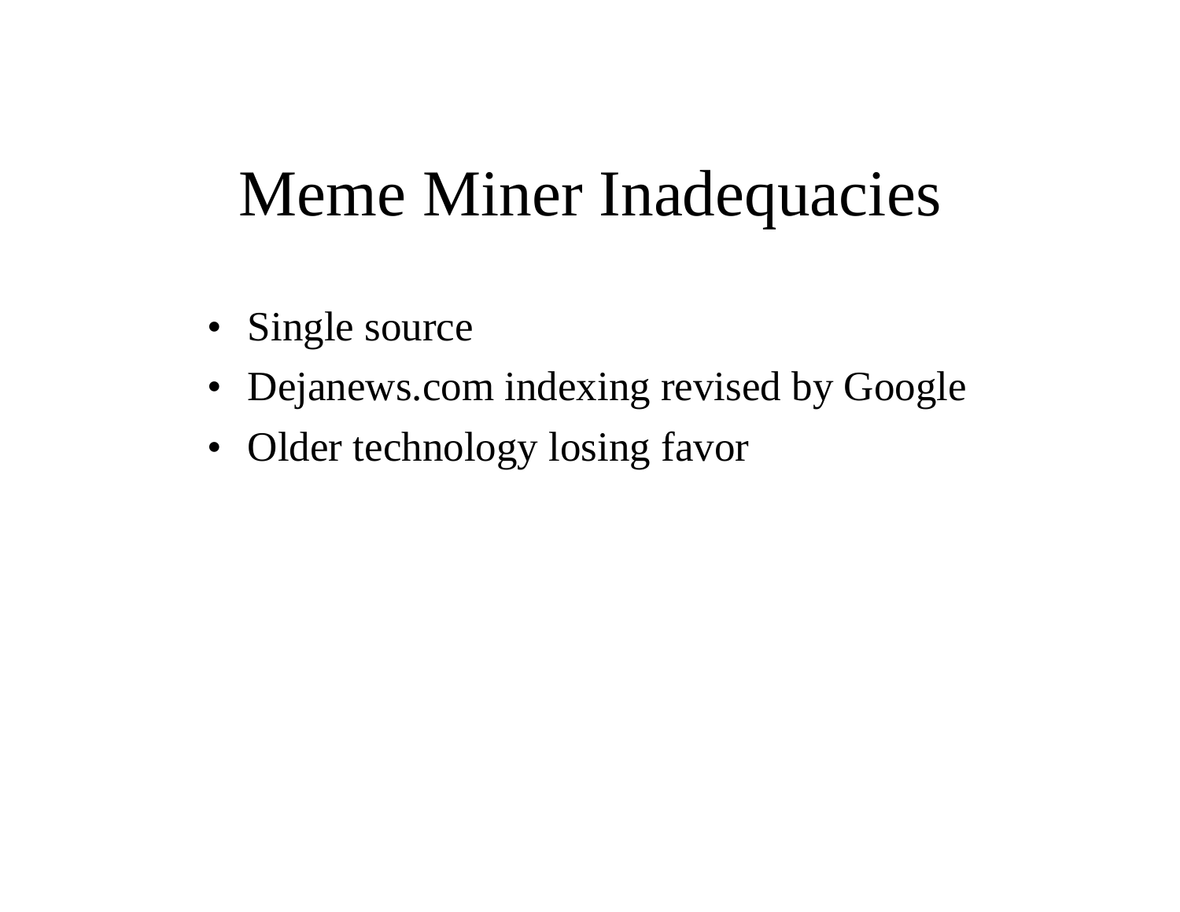# Meme Miner Inadequacies

- Single source
- Dejanews.com indexing revised by Google
- Older technology losing favor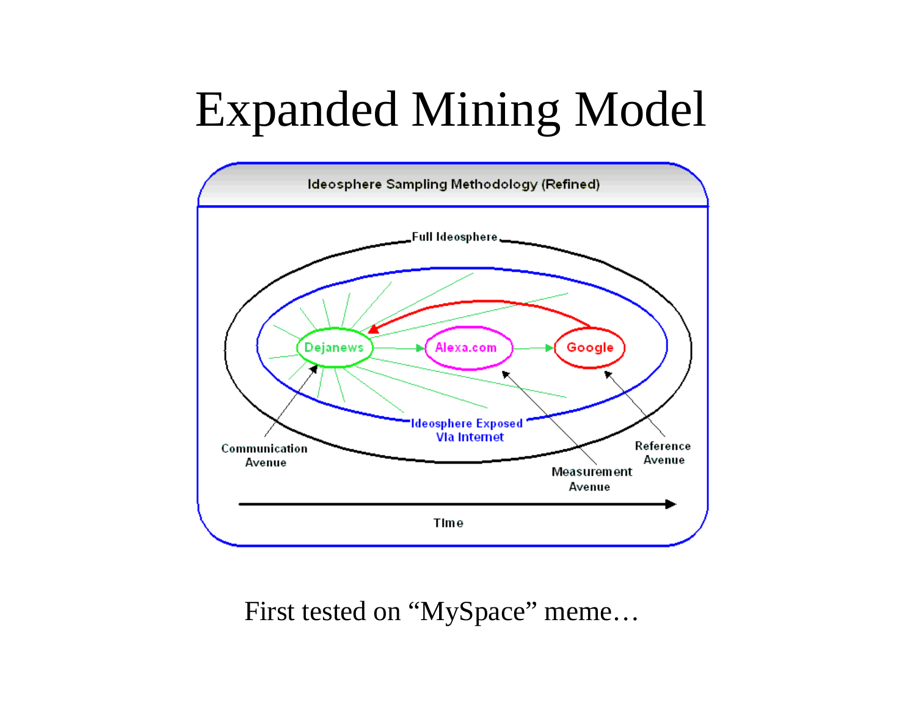# Expanded Mining Model

**Ideosphere Sampling Methodology (Refined)**

Full Ideosphere

Ideosphere Exposed Via Internet

Dejanews → Alexa.com → Google

Communication Avenue

Measurement Avenue

Reference Avenue

Time

First tested on “MySpace” meme…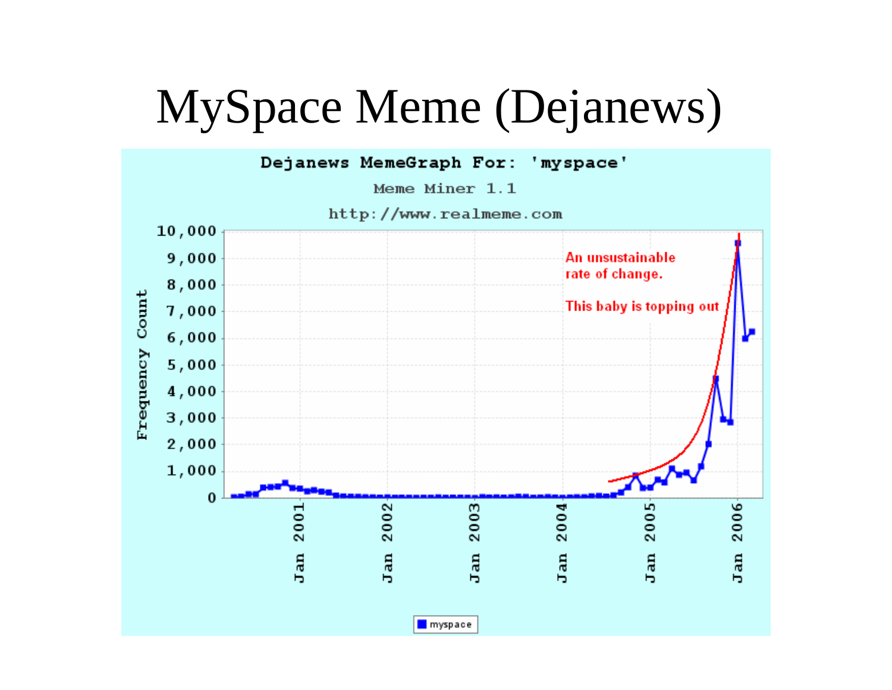# MySpace Meme (Dejanews)

Dejanews MemeGraph For: 'myspace'

Meme Miner 1.1

http://www.realmeme.com

An unsustainable rate of change.

This baby is topping out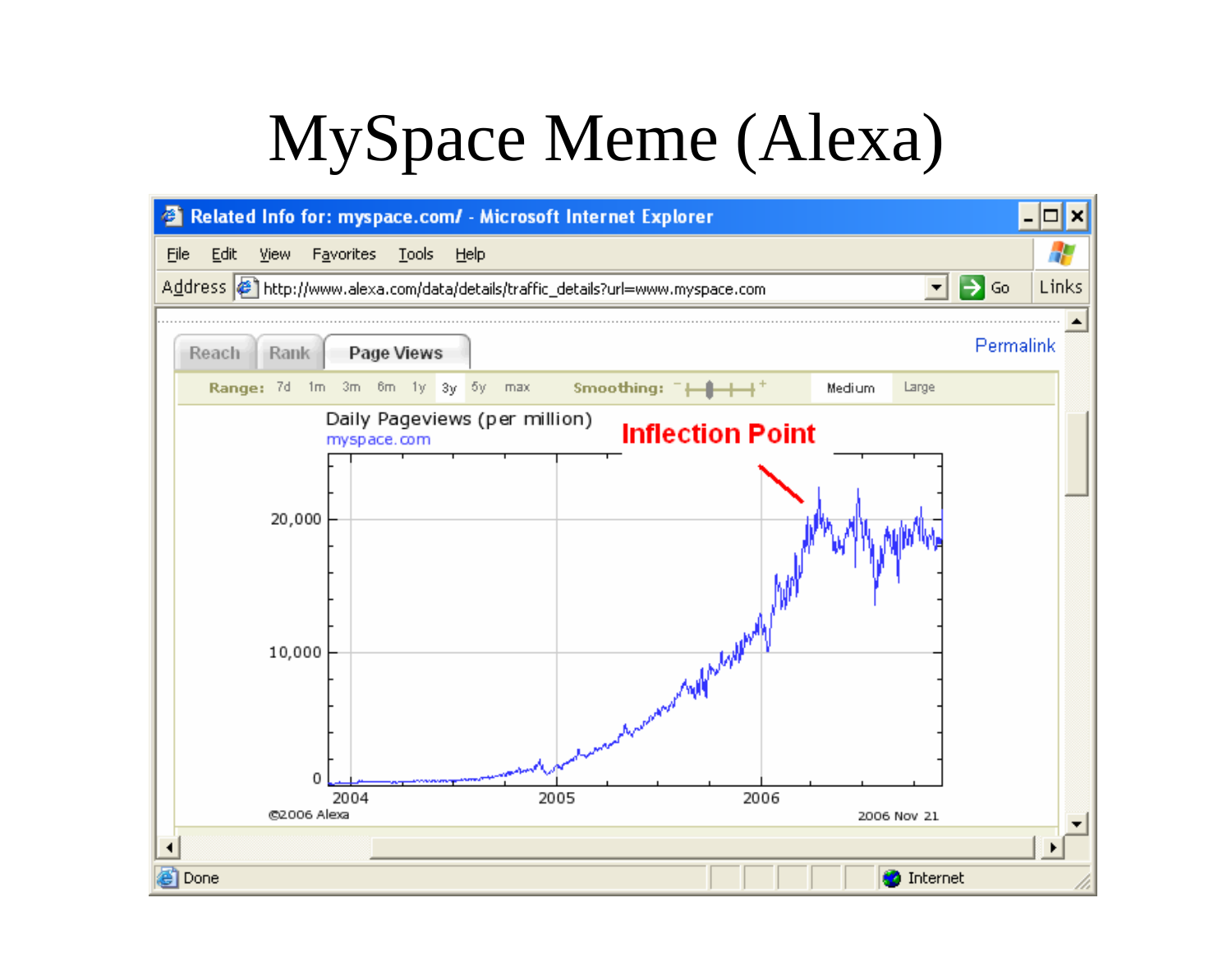# MySpace Meme (Alexa)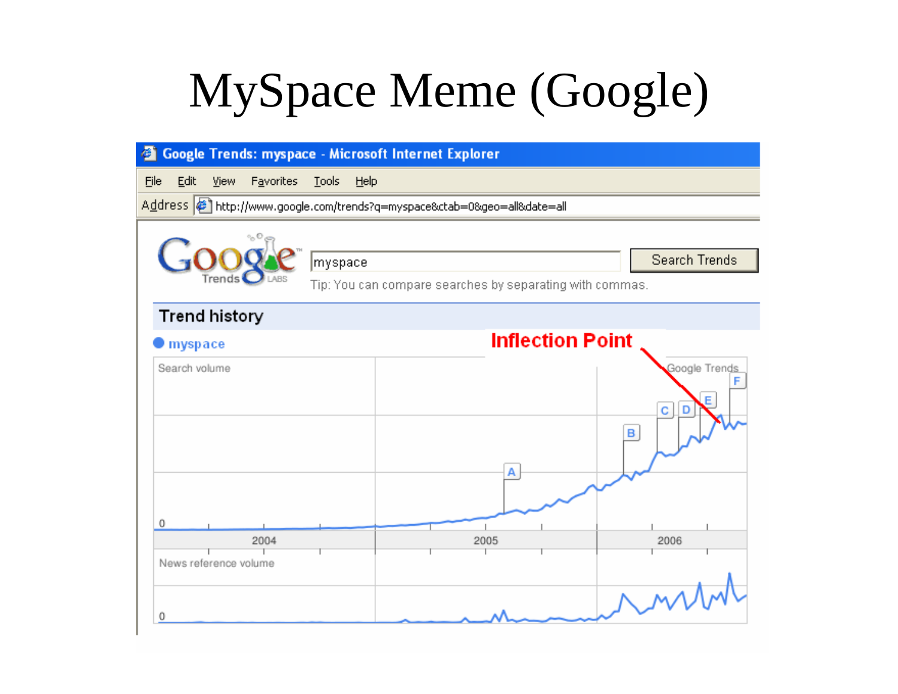# MySpace Meme (Google)

Google Trends: myspace - Microsoft Internet Explorer

File Edit View Favorites Tools Help

Address http://www.google.com/trends?q=myspace&ctab=0&geo=all&date=all

myspace | Search Trends

Tip: You can compare searches by separating with commas.

## Trend history

myspace

**Inflection Point**

Search volume

Google Trends

A B C D E F

0

2004 2005 2006

News reference volume

0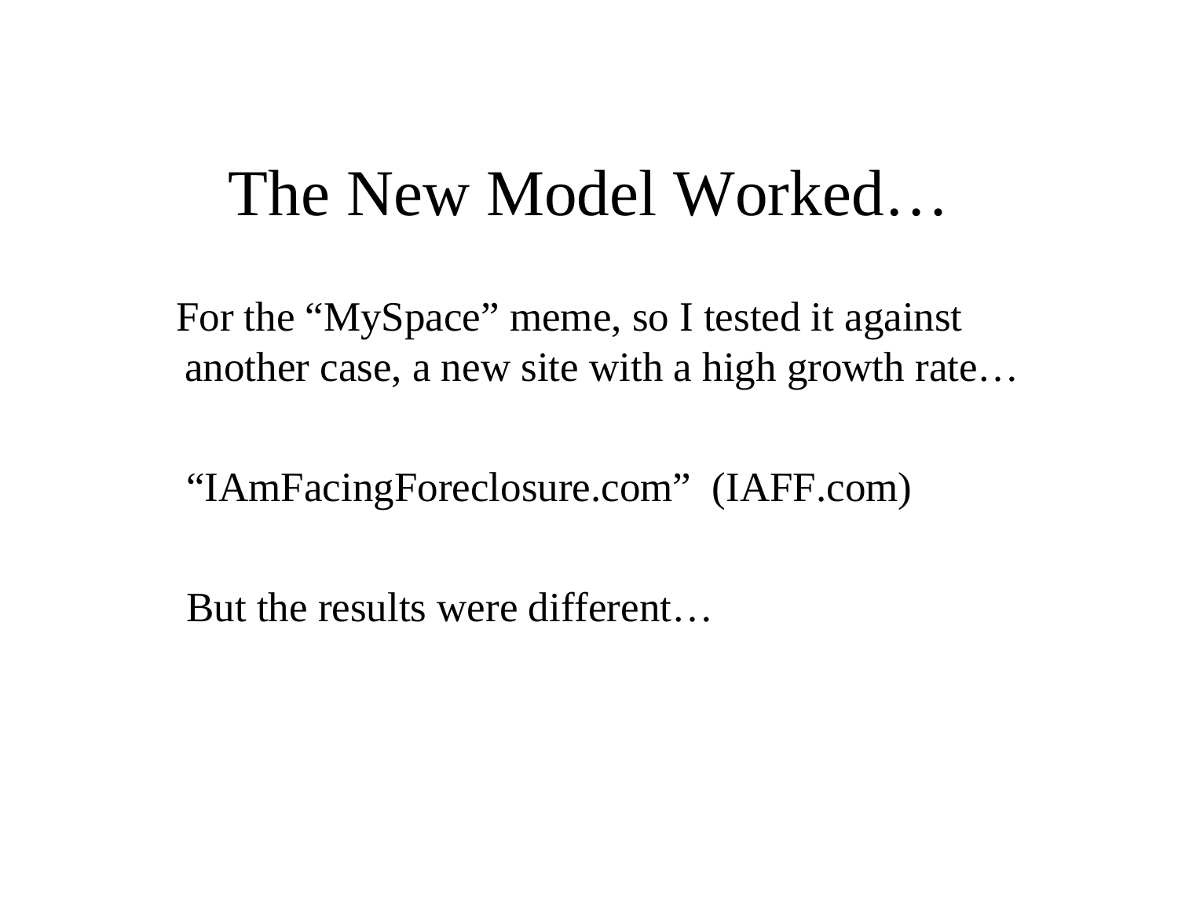# The New Model Worked…

For the "MySpace" meme, so I tested it against another case, a new site with a high growth rate…

"IAmFacingForeclosure.com" (IAFF.com)

But the results were different…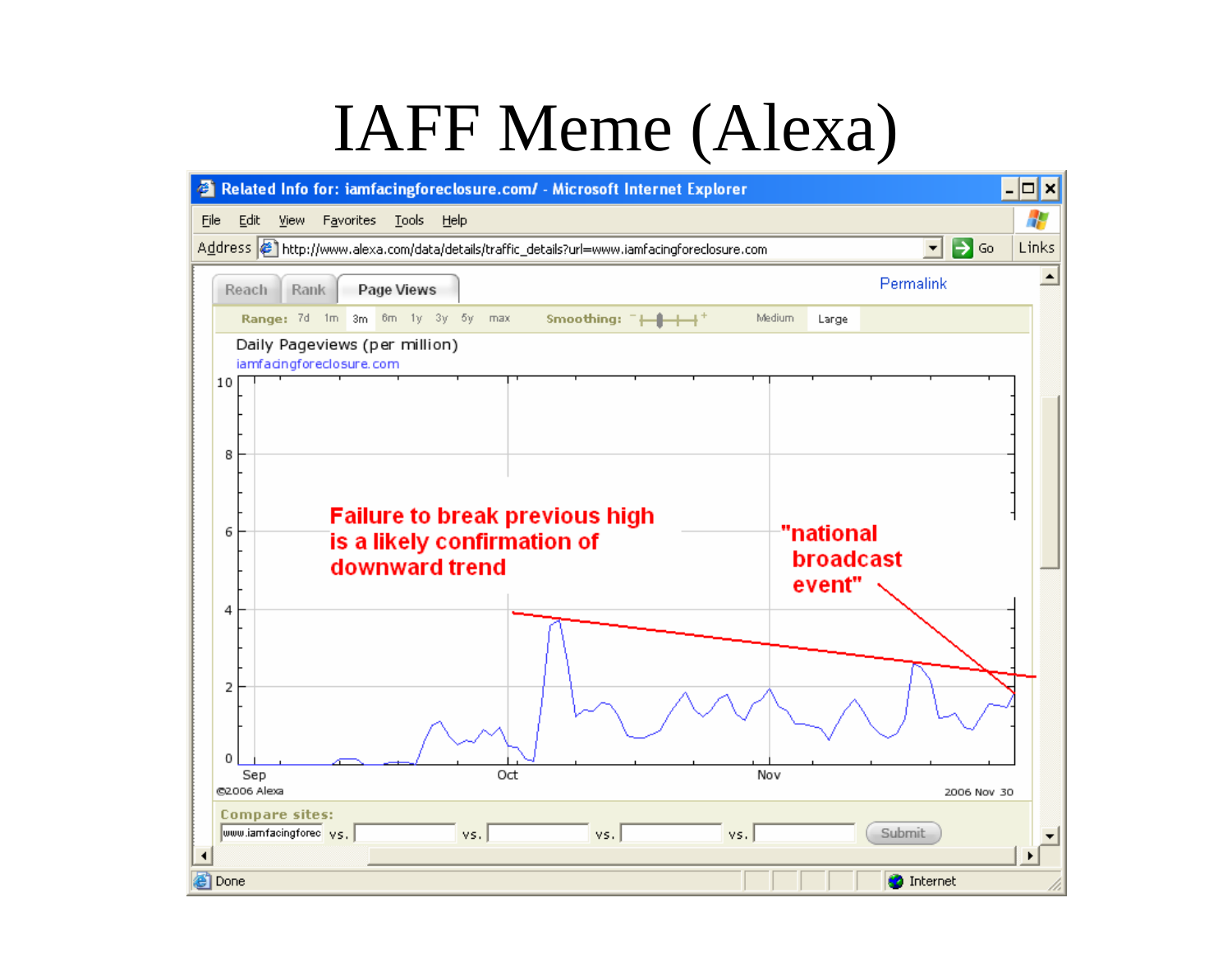# IAFF Meme (Alexa)

Related Info for: iamfacingforeclosure.com/ - Microsoft Internet Explorer

File Edit View Favorites Tools Help

Address http://www.alexa.com/data/details/traffic_details?url=www.iamfacingforeclosure.com

Reach | Rank | Page Views

Permalink

Range: 7d 1m 3m 6m 1y 3y 5y max Smoothing: Medium Large

Daily Pageviews (per million)

iamfacingforeclosure.com

Failure to break previous high is a likely confirmation of downward trend

"national broadcast event"

Sep Oct Nov

©2006 Alexa 2006 Nov 30

Compare sites: www.iamfacingforec vs. vs. vs. vs. Submit

Done Internet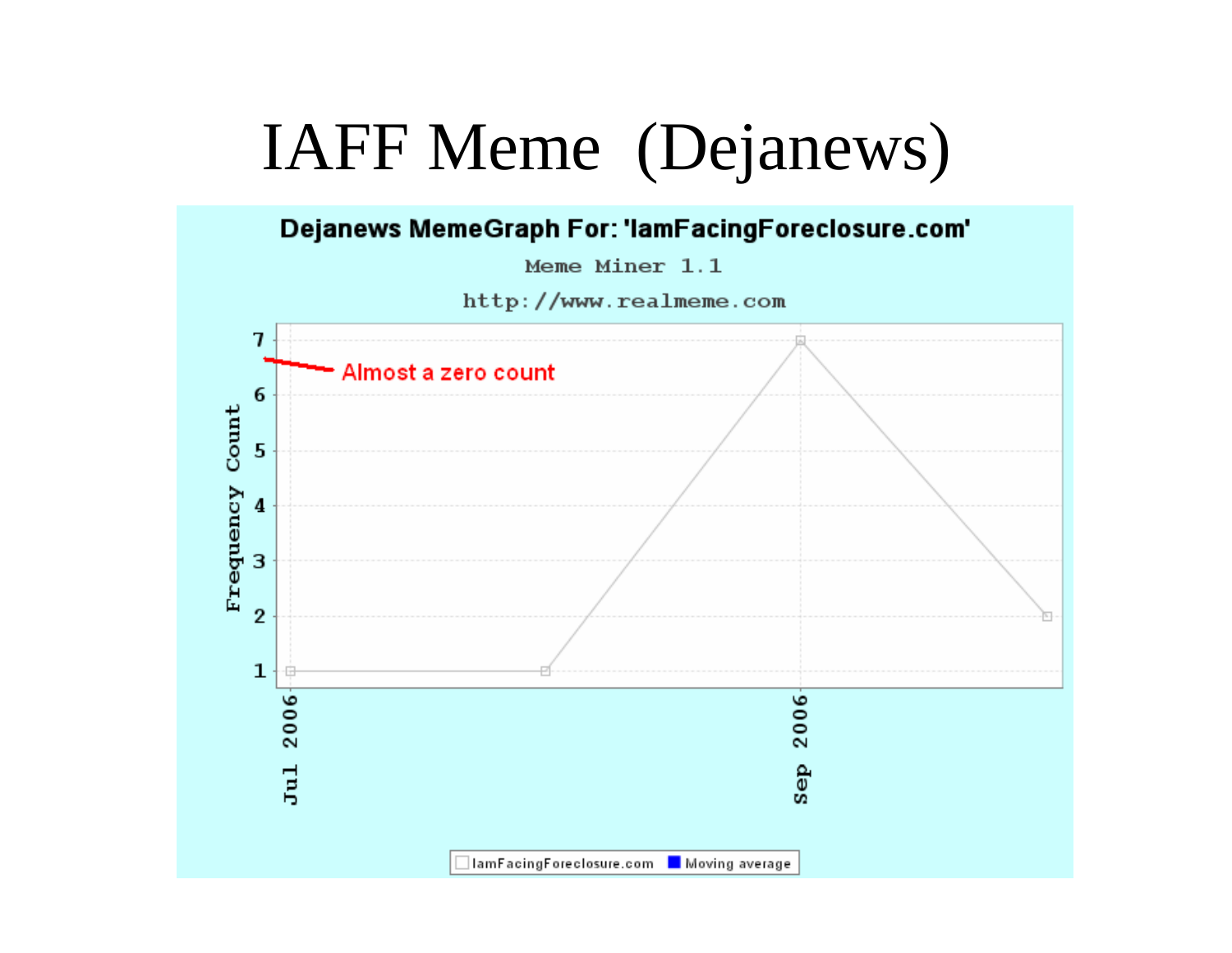# IAFF Meme (Dejanews)

**Dejanews MemeGraph For: 'IamFacingForeclosure.com'**

Meme Miner 1.1

http://www.realmeme.com

Frequency Count

Almost a zero count

Jul 2006

Sep 2006

IamFacingForeclosure.com | Moving average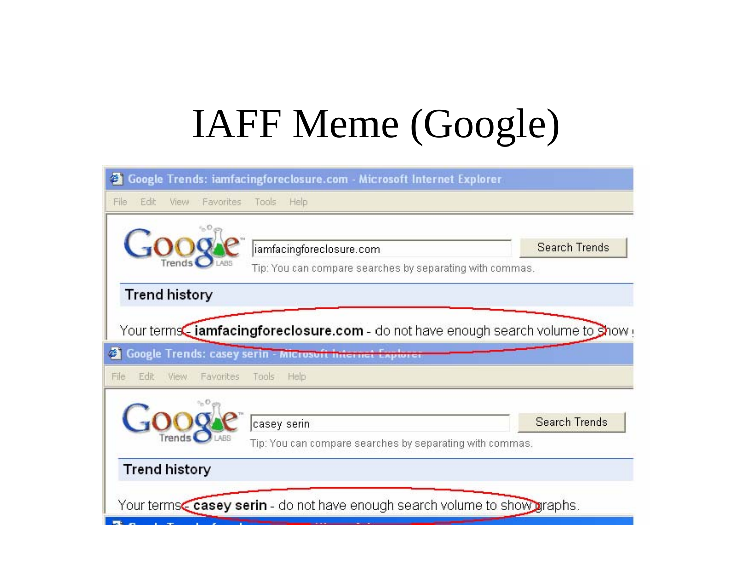# IAFF Meme (Google)

Google Trends: iamfacingforeclosure.com - Microsoft Internet Explorer

File Edit View Favorites Tools Help

iamfacingforeclosure.com

Search Trends

Tip: You can compare searches by separating with commas.

**Trend history**

Your terms - **iamfacingforeclosure.com** - do not have enough search volume to show

Google Trends: casey serin - Microsoft Internet Explorer

File Edit View Favorites Tools Help

casey serin

Search Trends

Tip: You can compare searches by separating with commas.

**Trend history**

Your terms - **casey serin** - do not have enough search volume to show graphs.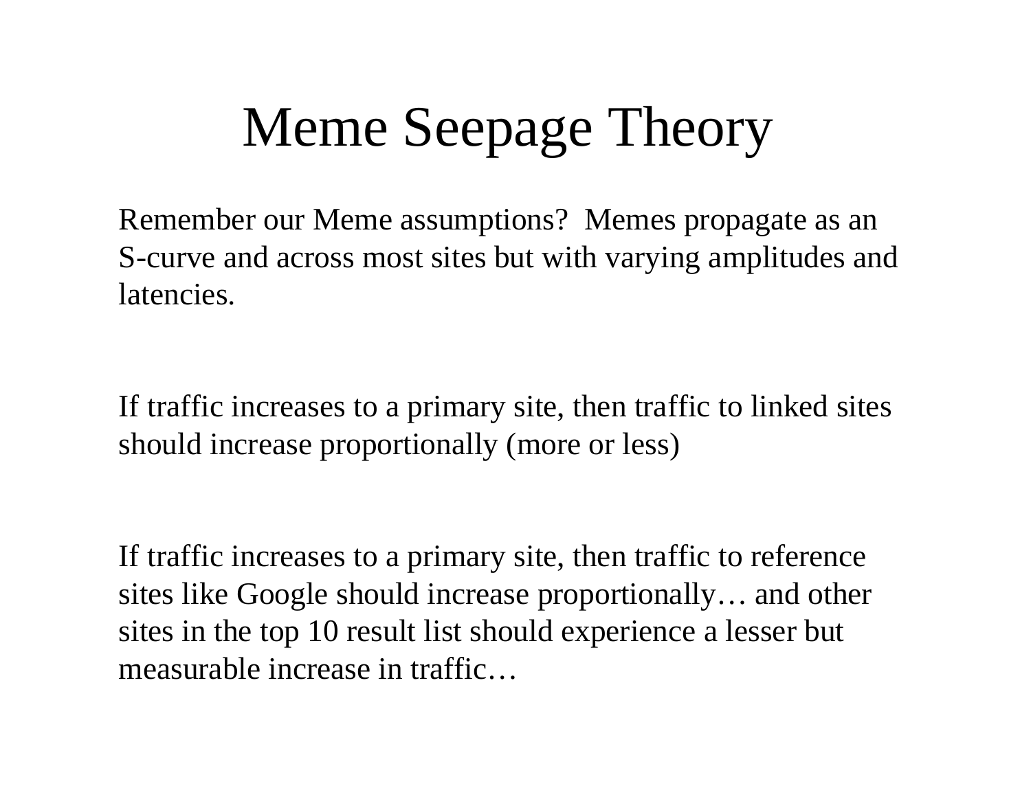# Meme Seepage Theory

Remember our Meme assumptions? Memes propagate as an S-curve and across most sites but with varying amplitudes and latencies.

If traffic increases to a primary site, then traffic to linked sites should increase proportionally (more or less)

If traffic increases to a primary site, then traffic to reference sites like Google should increase proportionally… and other sites in the top 10 result list should experience a lesser but measurable increase in traffic…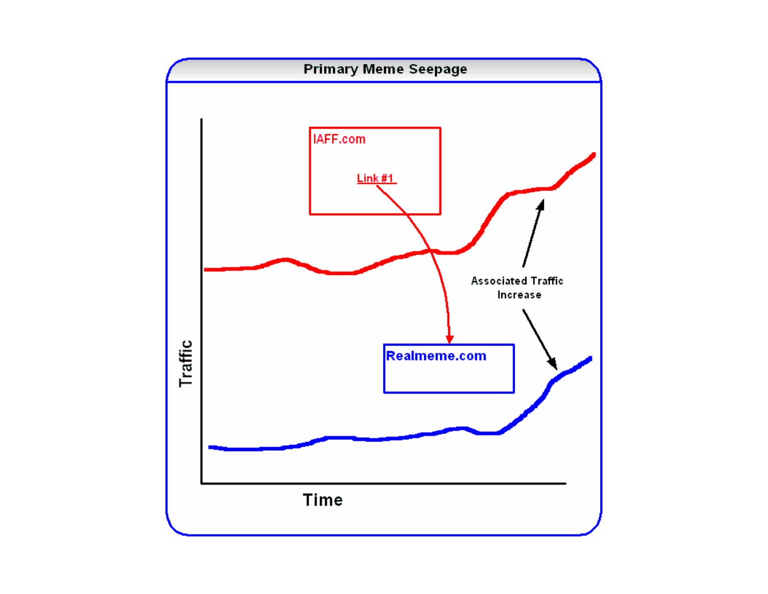**Primary Meme Seepage**

IAFF.com

Link #1

Realmeme.com

Associated Traffic Increase

Traffic

Time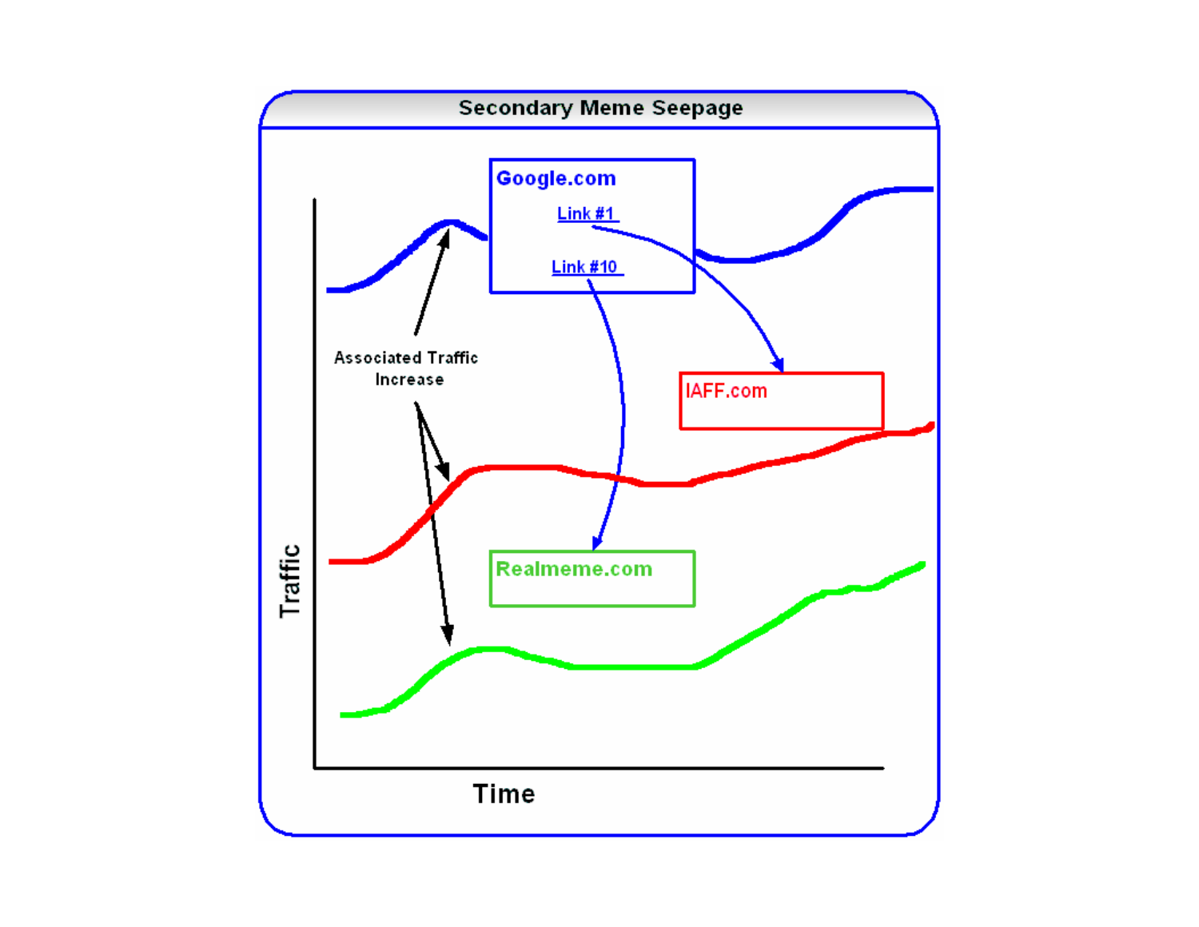## Secondary Meme Seepage

Google.com

Link #1

Link #10

IAFF.com

Realmeme.com

Associated Traffic Increase

Traffic

Time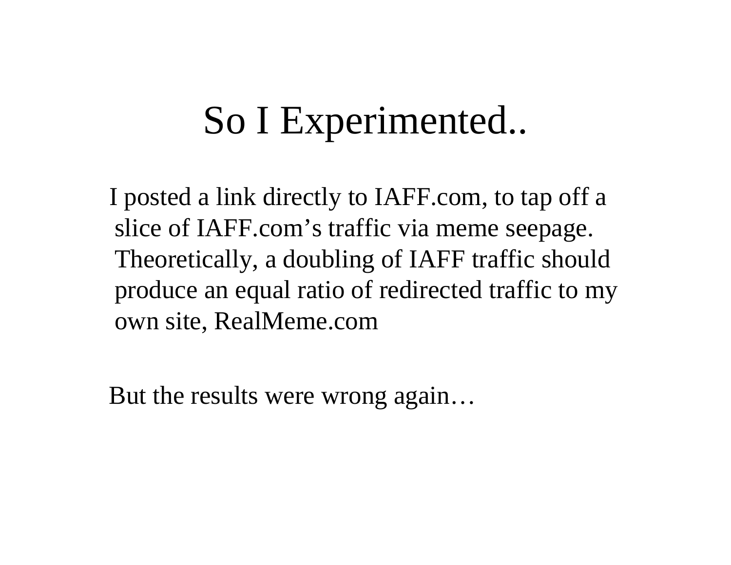# So I Experimented..

I posted a link directly to IAFF.com, to tap off a slice of IAFF.com’s traffic via meme seepage. Theoretically, a doubling of IAFF traffic should produce an equal ratio of redirected traffic to my own site, RealMeme.com

But the results were wrong again…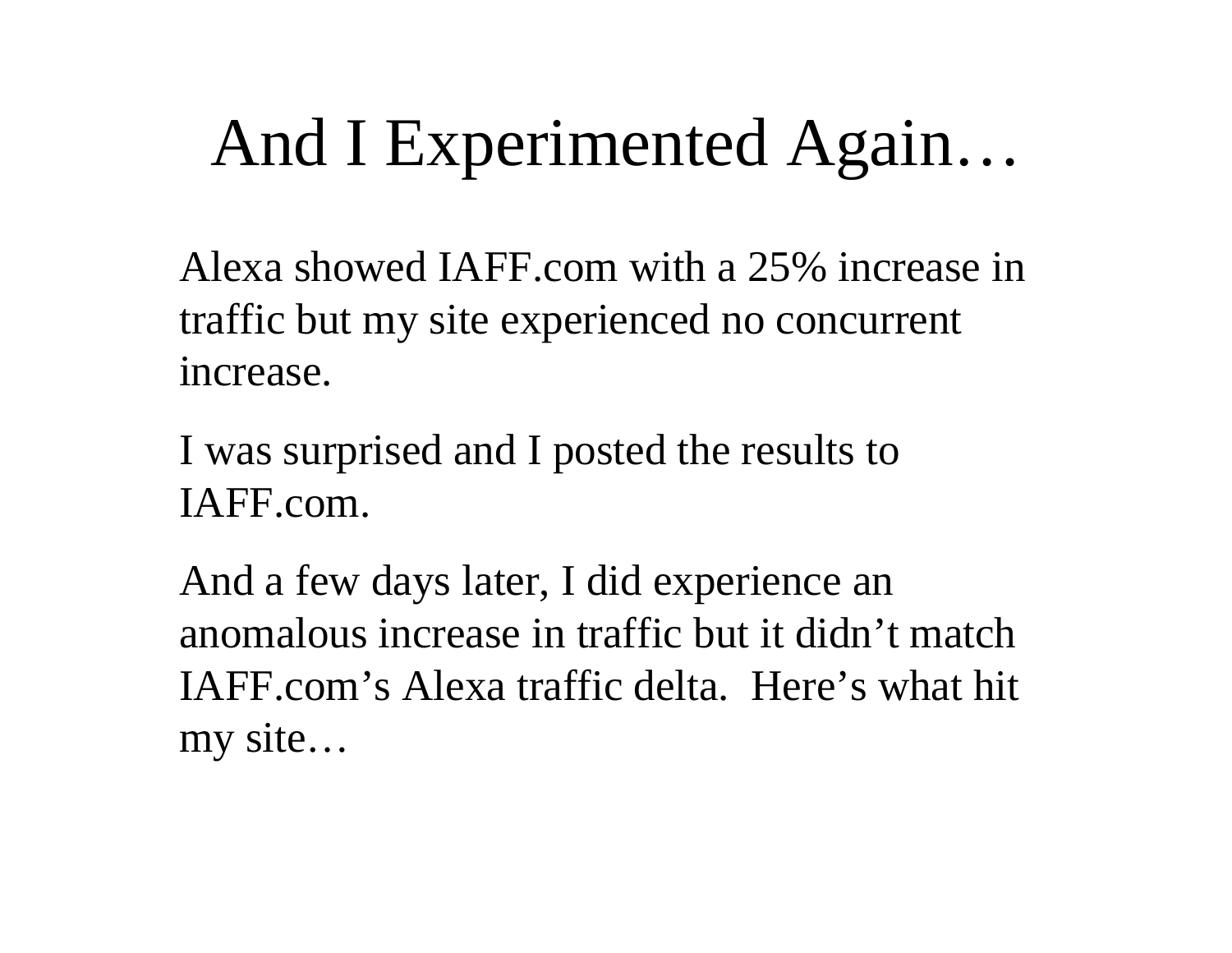# And I Experimented Again…

Alexa showed IAFF.com with a 25% increase in traffic but my site experienced no concurrent increase.

I was surprised and I posted the results to IAFF.com.

And a few days later, I did experience an anomalous increase in traffic but it didn't match IAFF.com's Alexa traffic delta. Here's what hit my site…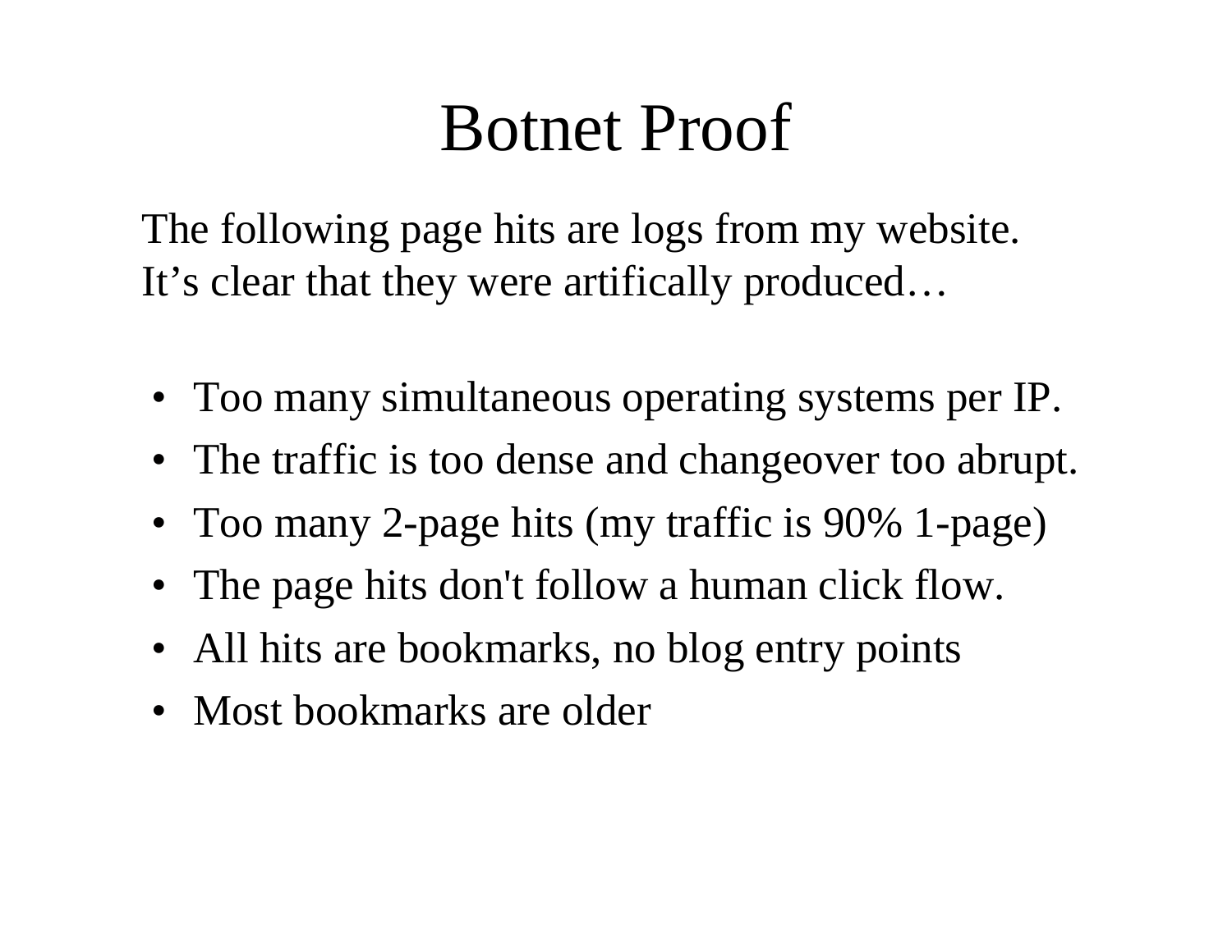# Botnet Proof

The following page hits are logs from my website.
It’s clear that they were artifically produced…

- Too many simultaneous operating systems per IP.
- The traffic is too dense and changeover too abrupt.
- Too many 2-page hits (my traffic is 90% 1-page)
- The page hits don't follow a human click flow.
- All hits are bookmarks, no blog entry points
- Most bookmarks are older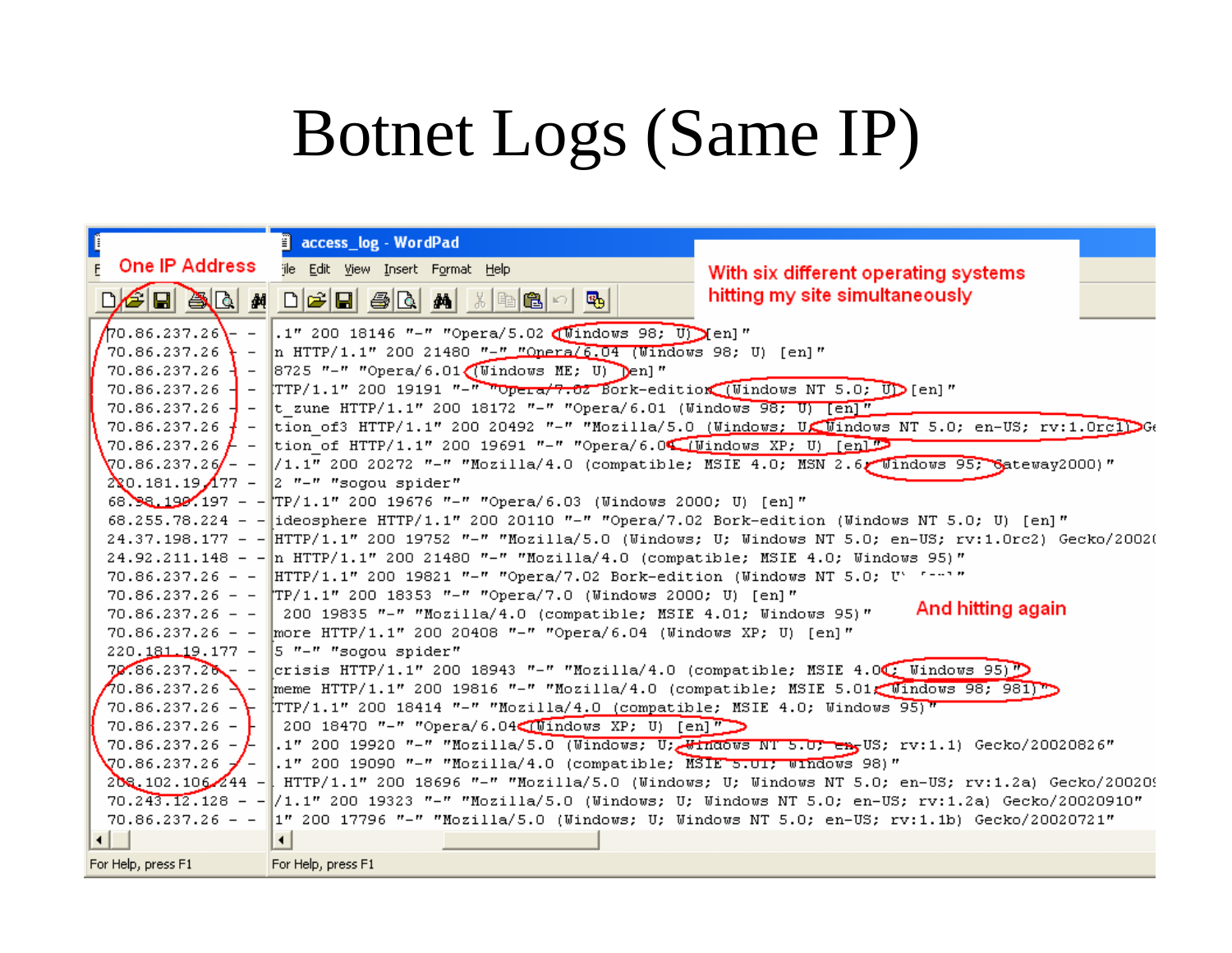# Botnet Logs (Same IP)

One IP Address

With six different operating systems hitting my site simultaneously

And hitting again

```
70.86.237.26 - -  .1" 200 18146 "-" "Opera/5.02 (Windows 98; U) [en]"
70.86.237.26 - -  n HTTP/1.1" 200 21480 "-" "Opera/6.04 (Windows 98; U) [en]"
70.86.237.26 - -  8725 "-" "Opera/6.01 (Windows ME; U) [en]"
70.86.237.26 - -  TTP/1.1" 200 19191 "-" "Opera/7.02 Bork-edition (Windows NT 5.0; U) [en]"
70.86.237.26 - -  t_zune HTTP/1.1" 200 18172 "-" "Opera/6.01 (Windows 98; U) [en]"
70.86.237.26 - -  tion_of3 HTTP/1.1" 200 20492 "-" "Mozilla/5.0 (Windows; U; Windows NT 5.0; en-US; rv:1.0rc1) Ge
70.86.237.26 - -  tion_of HTTP/1.1" 200 19691 "-" "Opera/6.04 (Windows XP; U) [en]"
70.86.237.26 - -  /1.1" 200 20272 "-" "Mozilla/4.0 (compatible; MSIE 4.0; MSN 2.6; Windows 95; Gateway2000)"
220.181.19.177 - -  2 "-" "sogou spider"
68.38.190.197 - -  TP/1.1" 200 19676 "-" "Opera/6.03 (Windows 2000; U) [en]"
68.255.78.224 - -  ideosphere HTTP/1.1" 200 20110 "-" "Opera/7.02 Bork-edition (Windows NT 5.0; U) [en]"
24.37.198.177 - -  HTTP/1.1" 200 19752 "-" "Mozilla/5.0 (Windows; U; Windows NT 5.0; en-US; rv:1.0rc2) Gecko/2002
24.92.211.148 - -  n HTTP/1.1" 200 21480 "-" "Mozilla/4.0 (compatible; MSIE 4.0; Windows 95)"
70.86.237.26 - -  HTTP/1.1" 200 19821 "-" "Opera/7.02 Bork-edition (Windows NT 5.0; U) [en]"
70.86.237.26 - -  TP/1.1" 200 18353 "-" "Opera/7.0 (Windows 2000; U) [en]"
70.86.237.26 - -   200 19835 "-" "Mozilla/4.0 (compatible; MSIE 4.01; Windows 95)"
70.86.237.26 - -  more HTTP/1.1" 200 20408 "-" "Opera/6.04 (Windows XP; U) [en]"
220.181.19.177 - -  5 "-" "sogou spider"
70.86.237.26 - -  crisis HTTP/1.1" 200 18943 "-" "Mozilla/4.0 (compatible; MSIE 4.0; Windows 95)"
70.86.237.26 - -  meme HTTP/1.1" 200 19816 "-" "Mozilla/4.0 (compatible; MSIE 5.01; Windows 98; 981)"
70.86.237.26 - -  TTP/1.1" 200 18414 "-" "Mozilla/4.0 (compatible; MSIE 4.0; Windows 95)"
70.86.237.26 - -   200 18470 "-" "Opera/6.04 (Windows XP; U) [en]"
70.86.237.26 - -  .1" 200 19920 "-" "Mozilla/5.0 (Windows; U; Windows NT 5.0; en-US; rv:1.1) Gecko/20020826"
70.86.237.26 - -  .1" 200 19090 "-" "Mozilla/4.0 (compatible; MSIE 5.01; Windows 98)"
208.102.106.244 - -  HTTP/1.1" 200 18696 "-" "Mozilla/5.0 (Windows; U; Windows NT 5.0; en-US; rv:1.2a) Gecko/20020
70.243.12.128 - -  /1.1" 200 19323 "-" "Mozilla/5.0 (Windows; U; Windows NT 5.0; en-US; rv:1.2a) Gecko/20020910"
70.86.237.26 - -  1" 200 17796 "-" "Mozilla/5.0 (Windows; U; Windows NT 5.0; en-US; rv:1.1b) Gecko/20020721"
```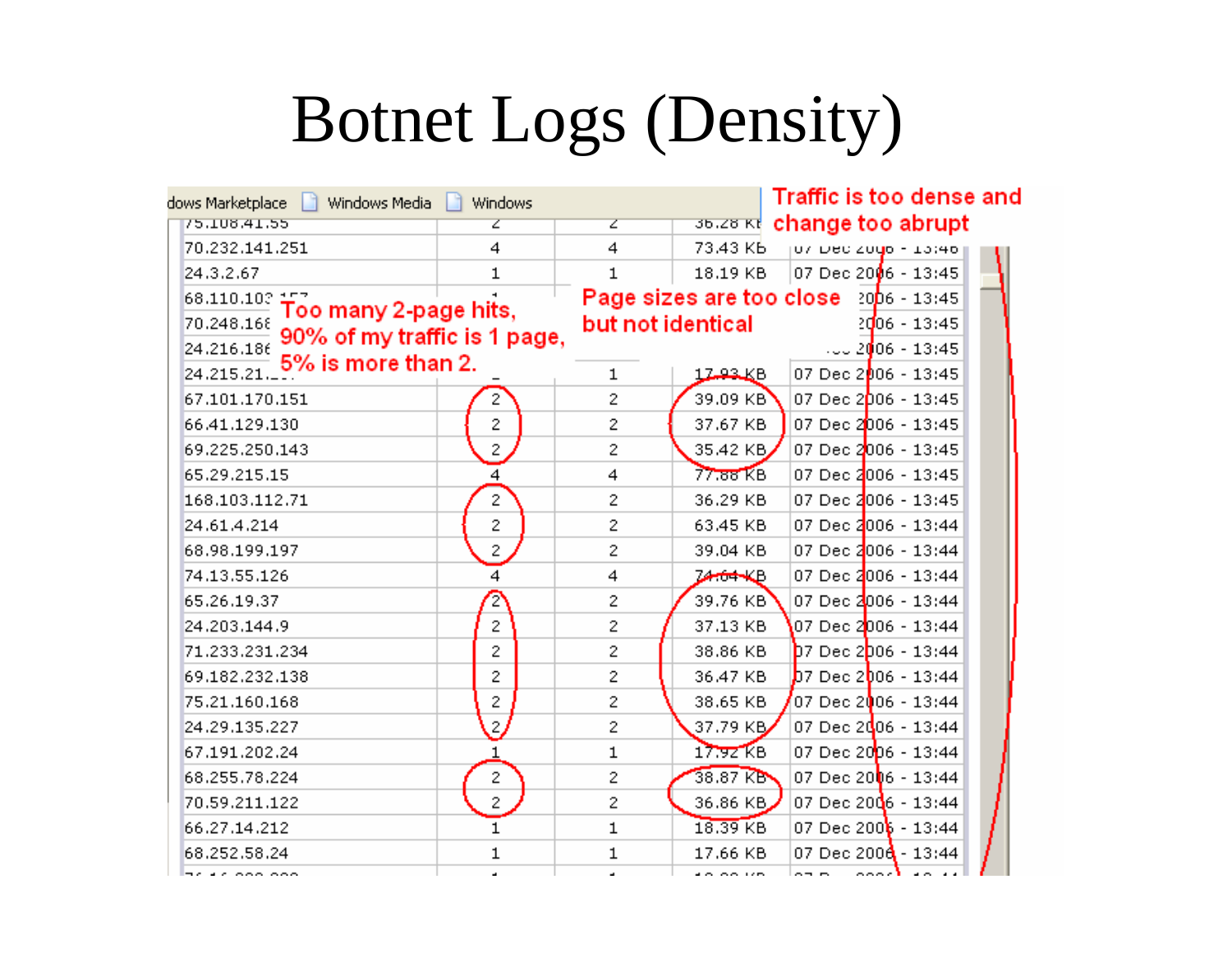# Botnet Logs (Density)

Traffic is too dense and change too abrupt

Too many 2-page hits, 90% of my traffic is 1 page, 5% is more than 2.

Page sizes are too close but not identical

| | | | | |
|---|---|---|---|---|
| 75.108.41.55 | 2 | 2 | 36.28 KB | |
| 70.232.141.251 | 4 | 4 | 73.43 KB | 07 Dec 2006 - 13:46 |
| 24.3.2.67 | 1 | 1 | 18.19 KB | 07 Dec 2006 - 13:45 |
| 68.110.103.157 | 1 | | | 2006 - 13:45 |
| 70.248.168 | | | | 2006 - 13:45 |
| 24.216.186 | | | | 2006 - 13:45 |
| 24.215.21 | | 1 | 17.93 KB | 07 Dec 2006 - 13:45 |
| 67.101.170.151 | 2 | 2 | 39.09 KB | 07 Dec 2006 - 13:45 |
| 66.41.129.130 | 2 | 2 | 37.67 KB | 07 Dec 2006 - 13:45 |
| 69.225.250.143 | 2 | 2 | 35.42 KB | 07 Dec 2006 - 13:45 |
| 65.29.215.15 | 4 | 4 | 77.88 KB | 07 Dec 2006 - 13:45 |
| 168.103.112.71 | 2 | 2 | 36.29 KB | 07 Dec 2006 - 13:45 |
| 24.61.4.214 | 2 | 2 | 63.45 KB | 07 Dec 2006 - 13:44 |
| 68.98.199.197 | 2 | 2 | 39.04 KB | 07 Dec 2006 - 13:44 |
| 74.13.55.126 | 4 | 4 | 74.64 KB | 07 Dec 2006 - 13:44 |
| 65.26.19.37 | 2 | 2 | 39.76 KB | 07 Dec 2006 - 13:44 |
| 24.203.144.9 | 2 | 2 | 37.13 KB | 07 Dec 2006 - 13:44 |
| 71.233.231.234 | 2 | 2 | 38.86 KB | 07 Dec 2006 - 13:44 |
| 69.182.232.138 | 2 | 2 | 36.47 KB | 07 Dec 2006 - 13:44 |
| 75.21.160.168 | 2 | 2 | 38.65 KB | 07 Dec 2006 - 13:44 |
| 24.29.135.227 | 2 | 2 | 37.79 KB | 07 Dec 2006 - 13:44 |
| 67.191.202.24 | 1 | 1 | 17.92 KB | 07 Dec 2006 - 13:44 |
| 68.255.78.224 | 2 | 2 | 38.87 KB | 07 Dec 2006 - 13:44 |
| 70.59.211.122 | 2 | 2 | 36.86 KB | 07 Dec 2006 - 13:44 |
| 66.27.14.212 | 1 | 1 | 18.39 KB | 07 Dec 2006 - 13:44 |
| 68.252.58.24 | 1 | 1 | 17.66 KB | 07 Dec 2006 - 13:44 |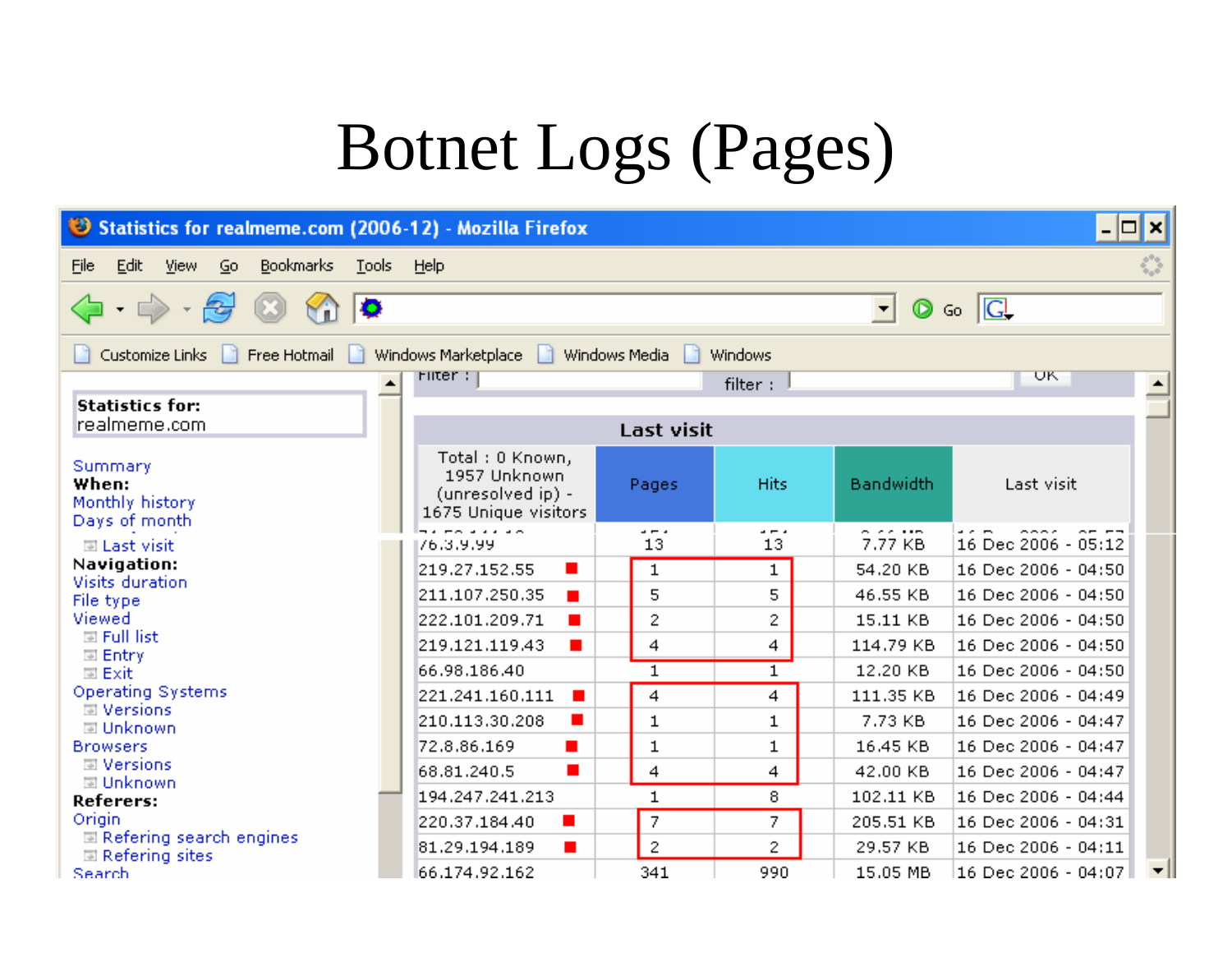# Botnet Logs (Pages)

Statistics for realmeme.com (2006-12) - Mozilla Firefox

File Edit View Go Bookmarks Tools Help

Customize Links | Free Hotmail | Windows Marketplace | Windows Media | Windows

**Statistics for:** realmeme.com

Summary
**When:**
Monthly history
Days of month
Last visit
**Navigation:**
Visits duration
File type
Viewed
Full list
Entry
Exit
Operating Systems
Versions
Unknown
Browsers
Versions
Unknown
**Referers:**
Origin
Refering search engines
Refering sites
Search

Filter : | filter : | OK

**Last visit**

| Total : 0 Known, 1957 Unknown (unresolved ip) - 1675 Unique visitors | Pages | Hits | Bandwidth | Last visit |
|---|---|---|---|---|
| 76.3.9.99 | 13 | 13 | 7.77 KB | 16 Dec 2006 - 05:12 |
| 219.27.152.55 | 1 | 1 | 54.20 KB | 16 Dec 2006 - 04:50 |
| 211.107.250.35 | 5 | 5 | 46.55 KB | 16 Dec 2006 - 04:50 |
| 222.101.209.71 | 2 | 2 | 15.11 KB | 16 Dec 2006 - 04:50 |
| 219.121.119.43 | 4 | 4 | 114.79 KB | 16 Dec 2006 - 04:50 |
| 66.98.186.40 | 1 | 1 | 12.20 KB | 16 Dec 2006 - 04:50 |
| 221.241.160.111 | 4 | 4 | 111.35 KB | 16 Dec 2006 - 04:49 |
| 210.113.30.208 | 1 | 1 | 7.73 KB | 16 Dec 2006 - 04:47 |
| 72.8.86.169 | 1 | 1 | 16.45 KB | 16 Dec 2006 - 04:47 |
| 68.81.240.5 | 4 | 4 | 42.00 KB | 16 Dec 2006 - 04:47 |
| 194.247.241.213 | 1 | 8 | 102.11 KB | 16 Dec 2006 - 04:44 |
| 220.37.184.40 | 7 | 7 | 205.51 KB | 16 Dec 2006 - 04:31 |
| 81.29.194.189 | 2 | 2 | 29.57 KB | 16 Dec 2006 - 04:11 |
| 66.174.92.162 | 341 | 990 | 15.05 MB | 16 Dec 2006 - 04:07 |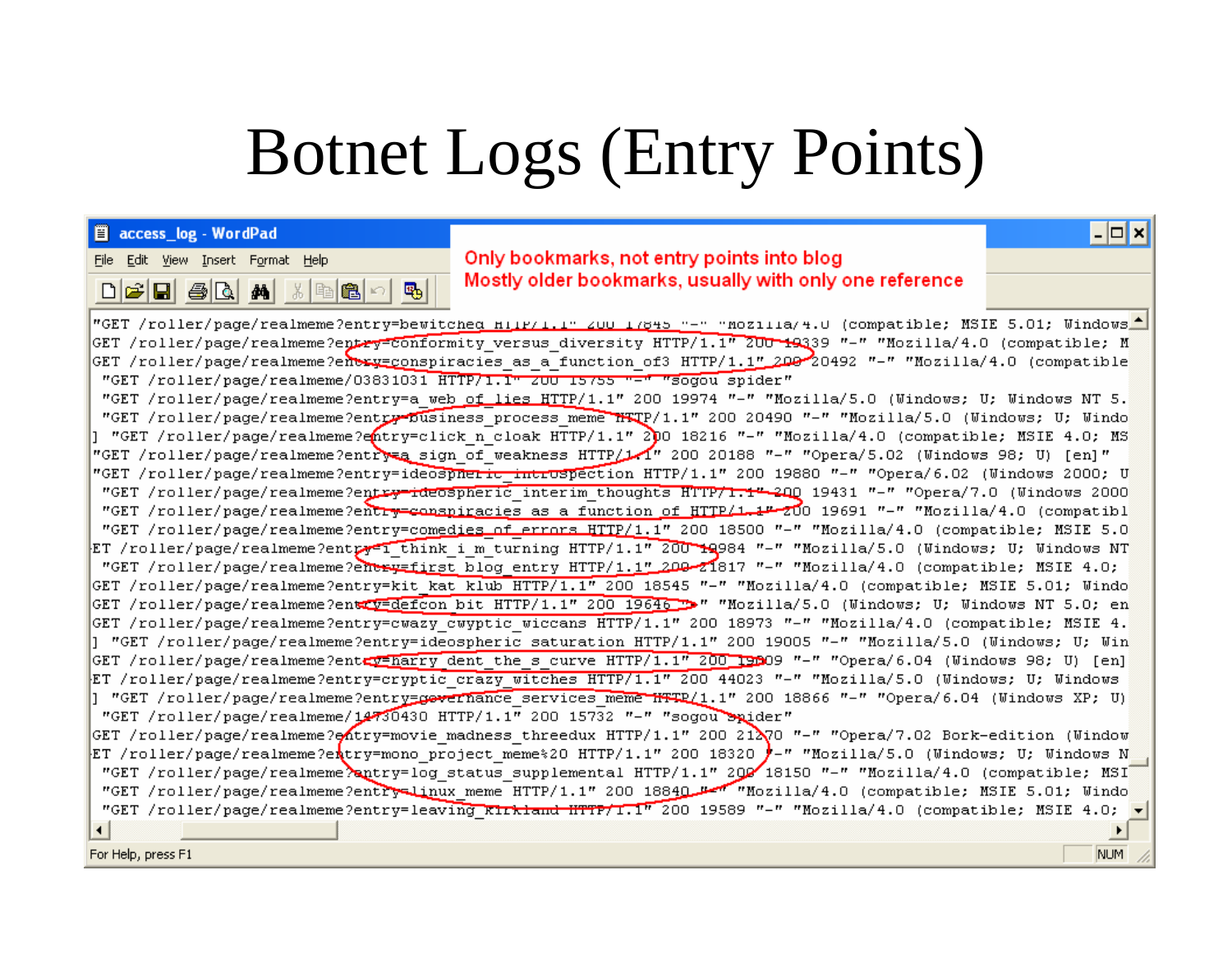# Botnet Logs (Entry Points)

access_log - WordPad

Only bookmarks, not entry points into blog
Mostly older bookmarks, usually with only one reference

```
"GET /roller/page/realmeme?entry=bewitched HTTP/1.1" 200 17845 "-" "Mozilla/4.0 (compatible; MSIE 5.01; Windows
GET /roller/page/realmeme?entry=conformity_versus_diversity HTTP/1.1" 200 19339 "-" "Mozilla/4.0 (compatible; M
GET /roller/page/realmeme?entry=conspiracies_as_a_function_of3 HTTP/1.1" 200 20492 "-" "Mozilla/4.0 (compatible
 "GET /roller/page/realmeme/03831031 HTTP/1.1" 200 15755 "-" "sogou spider"
 "GET /roller/page/realmeme?entry=a_web_of_lies HTTP/1.1" 200 19974 "-" "Mozilla/5.0 (Windows; U; Windows NT 5.
 "GET /roller/page/realmeme?entry=business_process_meme HTTP/1.1" 200 20490 "-" "Mozilla/5.0 (Windows; U; Windo
] "GET /roller/page/realmeme?entry=click_n_cloak HTTP/1.1" 200 18216 "-" "Mozilla/4.0 (compatible; MSIE 4.0; MS
"GET /roller/page/realmeme?entry=a_sign_of_weakness HTTP/1.1" 200 20188 "-" "Opera/5.02 (Windows 98; U) [en]"
"GET /roller/page/realmeme?entry=ideospheric_introspection HTTP/1.1" 200 19880 "-" "Opera/6.02 (Windows 2000; U
 "GET /roller/page/realmeme?entry=ideospheric_interim_thoughts HTTP/1.1" 200 19431 "-" "Opera/7.0 (Windows 2000
 "GET /roller/page/realmeme?entry=conspiracies_as_a_function_of HTTP/1.1" 200 19691 "-" "Mozilla/4.0 (compatibl
 "GET /roller/page/realmeme?entry=comedies_of_errors HTTP/1.1" 200 18500 "-" "Mozilla/4.0 (compatible; MSIE 5.0
ET /roller/page/realmeme?entry=i_think_i_m_turning HTTP/1.1" 200 18984 "-" "Mozilla/5.0 (Windows; U; Windows NT
 "GET /roller/page/realmeme?entry=first_blog_entry HTTP/1.1" 200 21817 "-" "Mozilla/4.0 (compatible; MSIE 4.0;
GET /roller/page/realmeme?entry=kit_kat_klub HTTP/1.1" 200 18545 "-" "Mozilla/4.0 (compatible; MSIE 5.01; Windo
GET /roller/page/realmeme?entry=defcon_bit HTTP/1.1" 200 19646 "-" "Mozilla/5.0 (Windows; U; Windows NT 5.0; en
GET /roller/page/realmeme?entry=cwazy_cwyptic_wiccans HTTP/1.1" 200 18973 "-" "Mozilla/4.0 (compatible; MSIE 4.
] "GET /roller/page/realmeme?entry=ideospheric_saturation HTTP/1.1" 200 19005 "-" "Mozilla/5.0 (Windows; U; Win
GET /roller/page/realmeme?entry=harry_dent_the_s_curve HTTP/1.1" 200 19809 "-" "Opera/6.04 (Windows 98; U) [en]
ET /roller/page/realmeme?entry=cryptic_crazy_witches HTTP/1.1" 200 44023 "-" "Mozilla/5.0 (Windows; U; Windows
] "GET /roller/page/realmeme?entry=governance_services_meme HTTP/1.1" 200 18866 "-" "Opera/6.04 (Windows XP; U)
 "GET /roller/page/realmeme/14730430 HTTP/1.1" 200 15732 "-" "sogou spider"
GET /roller/page/realmeme?entry=movie_madness_threedux HTTP/1.1" 200 21270 "-" "Opera/7.02 Bork-edition (Window
ET /roller/page/realmeme?entry=mono_project_meme%20 HTTP/1.1" 200 18320 "-" "Mozilla/5.0 (Windows; U; Windows N
 "GET /roller/page/realmeme?entry=log_status_supplemental HTTP/1.1" 200 18150 "-" "Mozilla/4.0 (compatible; MSI
 "GET /roller/page/realmeme?entry=linux_meme HTTP/1.1" 200 18840 "-" "Mozilla/4.0 (compatible; MSIE 5.01; Windo
 "GET /roller/page/realmeme?entry=leaving_kirkland HTTP/1.1" 200 19589 "-" "Mozilla/4.0 (compatible; MSIE 4.0;
```

For Help, press F1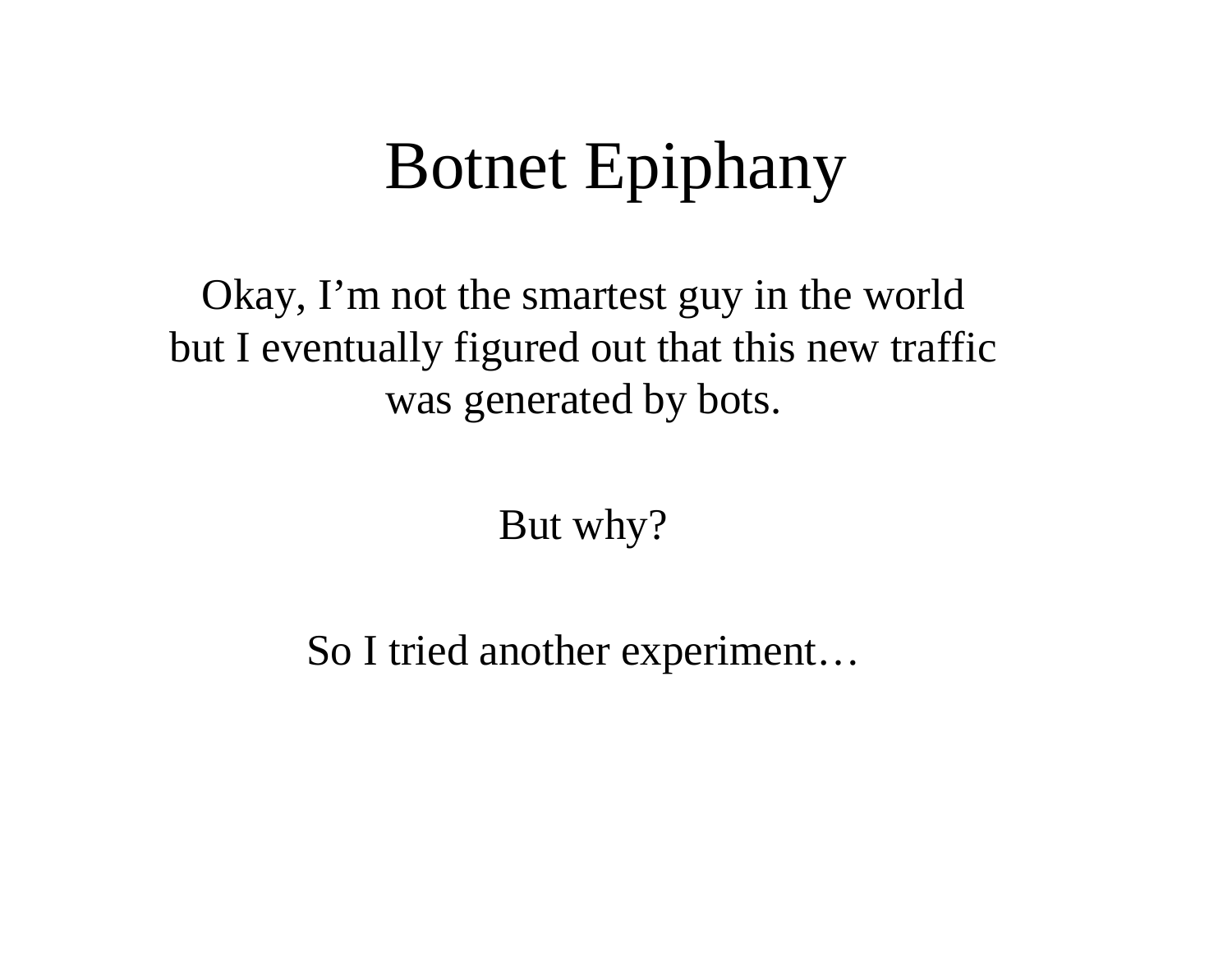# Botnet Epiphany

Okay, I'm not the smartest guy in the world but I eventually figured out that this new traffic was generated by bots.

But why?

So I tried another experiment…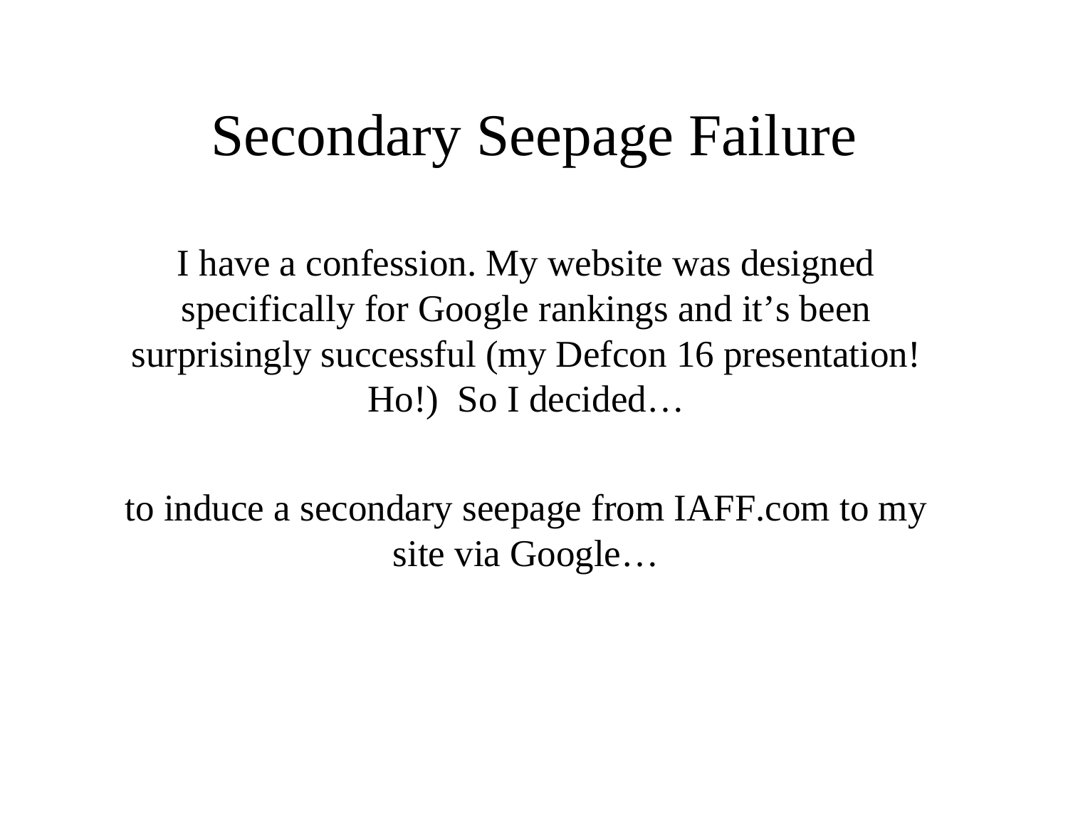# Secondary Seepage Failure

I have a confession. My website was designed specifically for Google rankings and it’s been surprisingly successful (my Defcon 16 presentation! Ho!) So I decided…

to induce a secondary seepage from IAFF.com to my site via Google…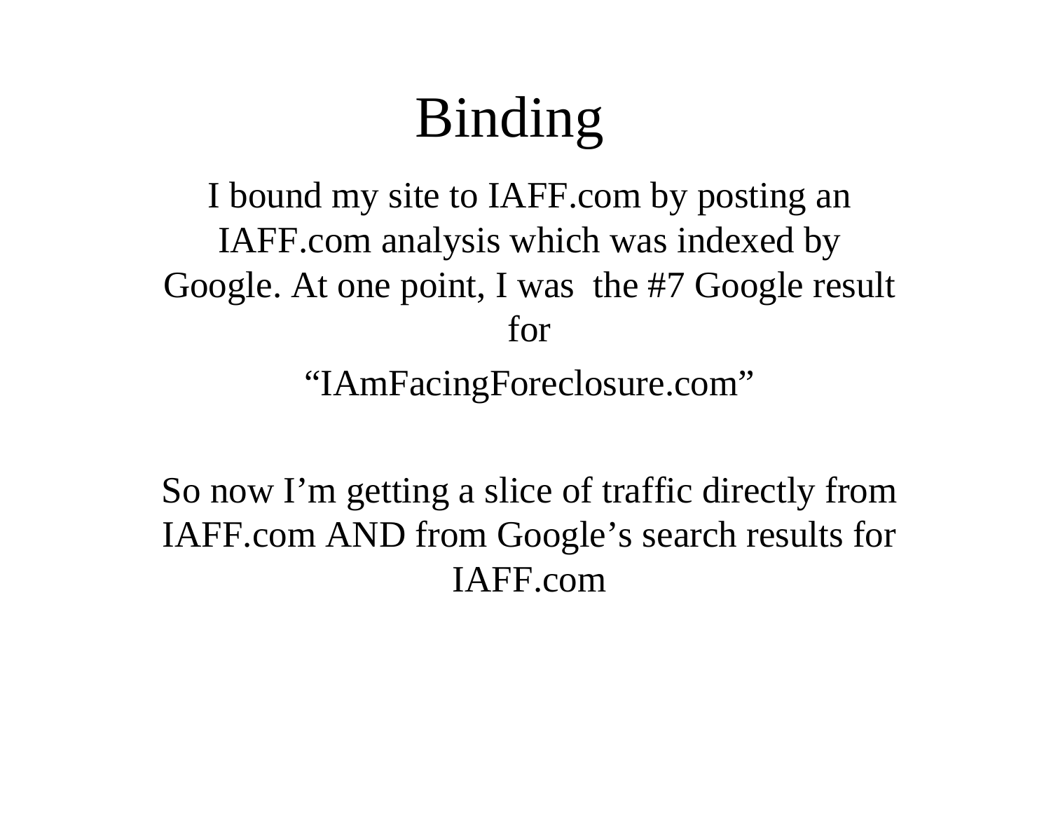# Binding

I bound my site to IAFF.com by posting an IAFF.com analysis which was indexed by Google. At one point, I was the #7 Google result for

"IAmFacingForeclosure.com"

So now I'm getting a slice of traffic directly from IAFF.com AND from Google's search results for IAFF.com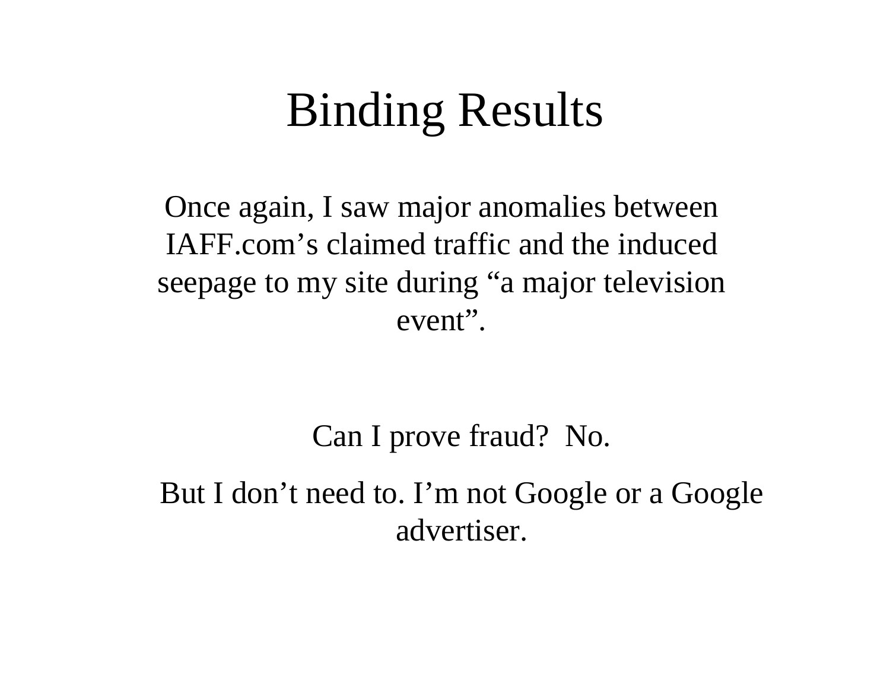# Binding Results

Once again, I saw major anomalies between IAFF.com's claimed traffic and the induced seepage to my site during "a major television event".

Can I prove fraud? No.

But I don't need to. I'm not Google or a Google advertiser.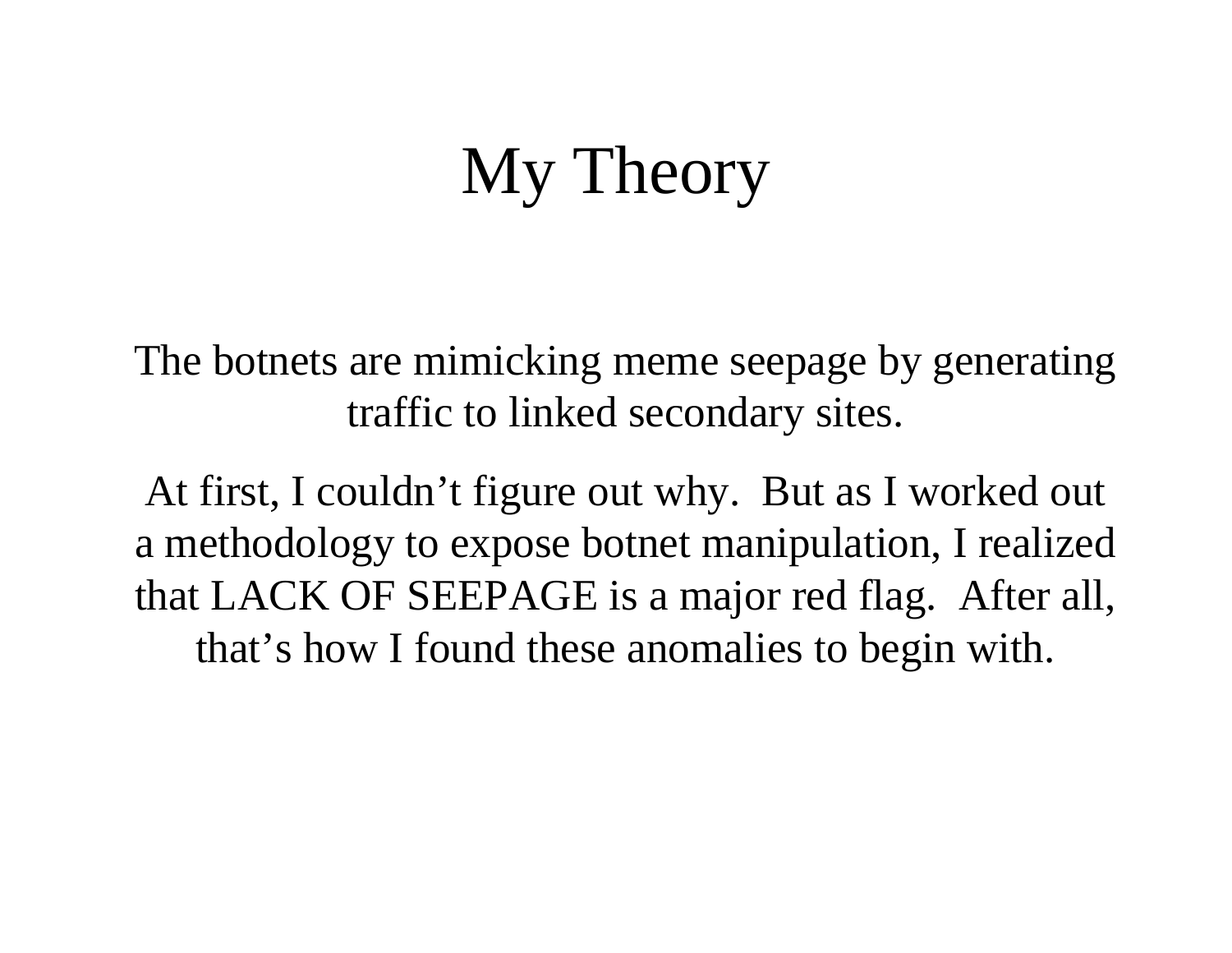# My Theory

The botnets are mimicking meme seepage by generating traffic to linked secondary sites.

At first, I couldn't figure out why. But as I worked out a methodology to expose botnet manipulation, I realized that LACK OF SEEPAGE is a major red flag. After all, that's how I found these anomalies to begin with.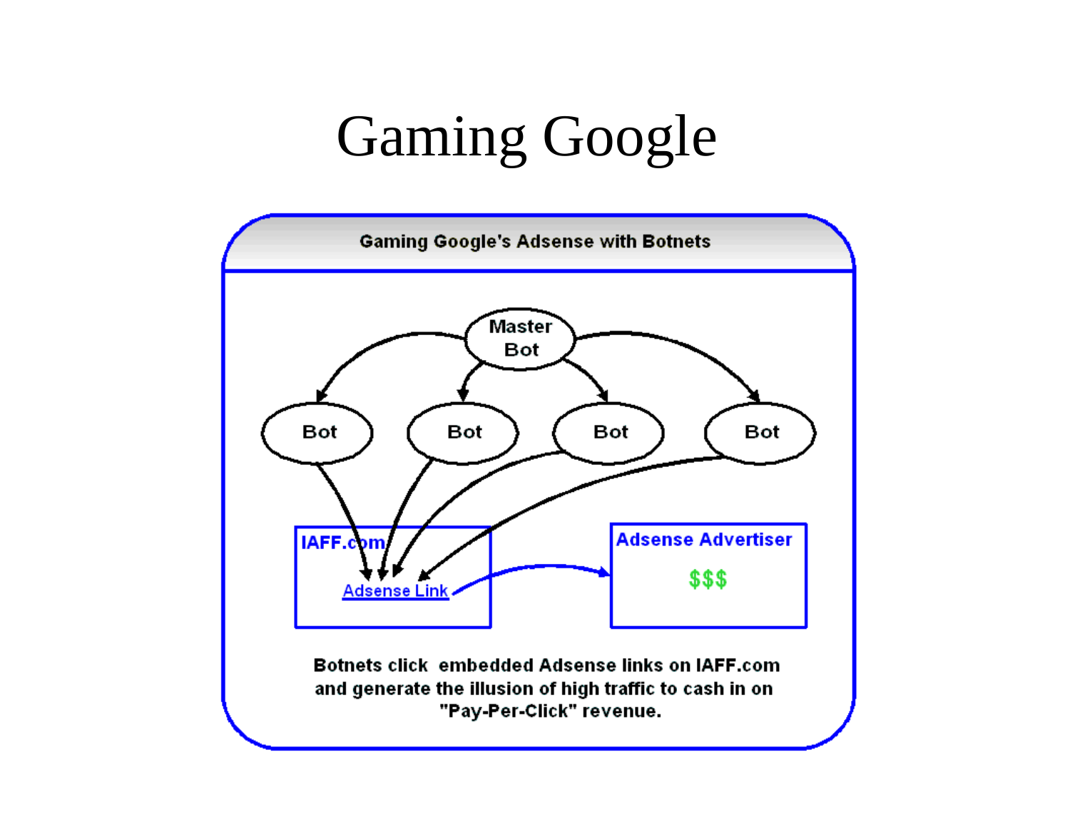# Gaming Google

**Gaming Google's Adsense with Botnets**

Master Bot

Bot Bot Bot Bot

IAFF.com

Adsense Link

Adsense Advertiser

$$$

**Botnets click embedded Adsense links on IAFF.com and generate the illusion of high traffic to cash in on "Pay-Per-Click" revenue.**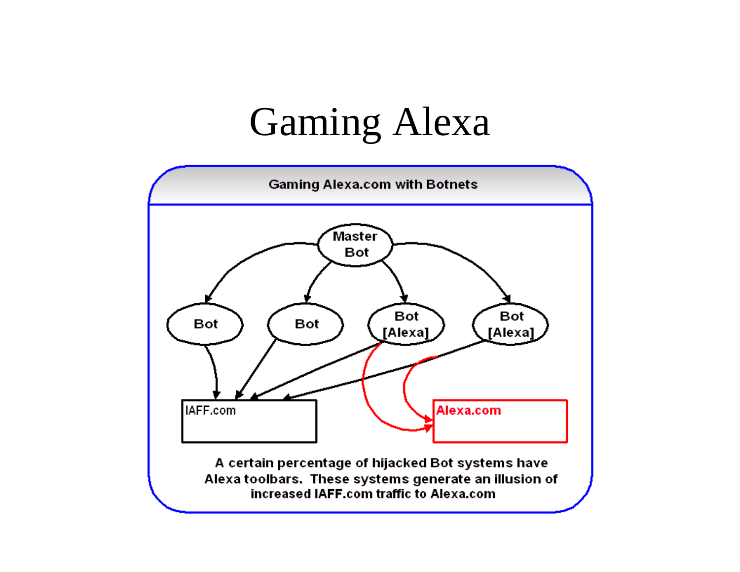# Gaming Alexa

**Gaming Alexa.com with Botnets**

Master Bot

Bot | Bot | Bot [Alexa] | Bot [Alexa]

IAFF.com

Alexa.com

A certain percentage of hijacked Bot systems have Alexa toolbars. These systems generate an illusion of increased IAFF.com traffic to Alexa.com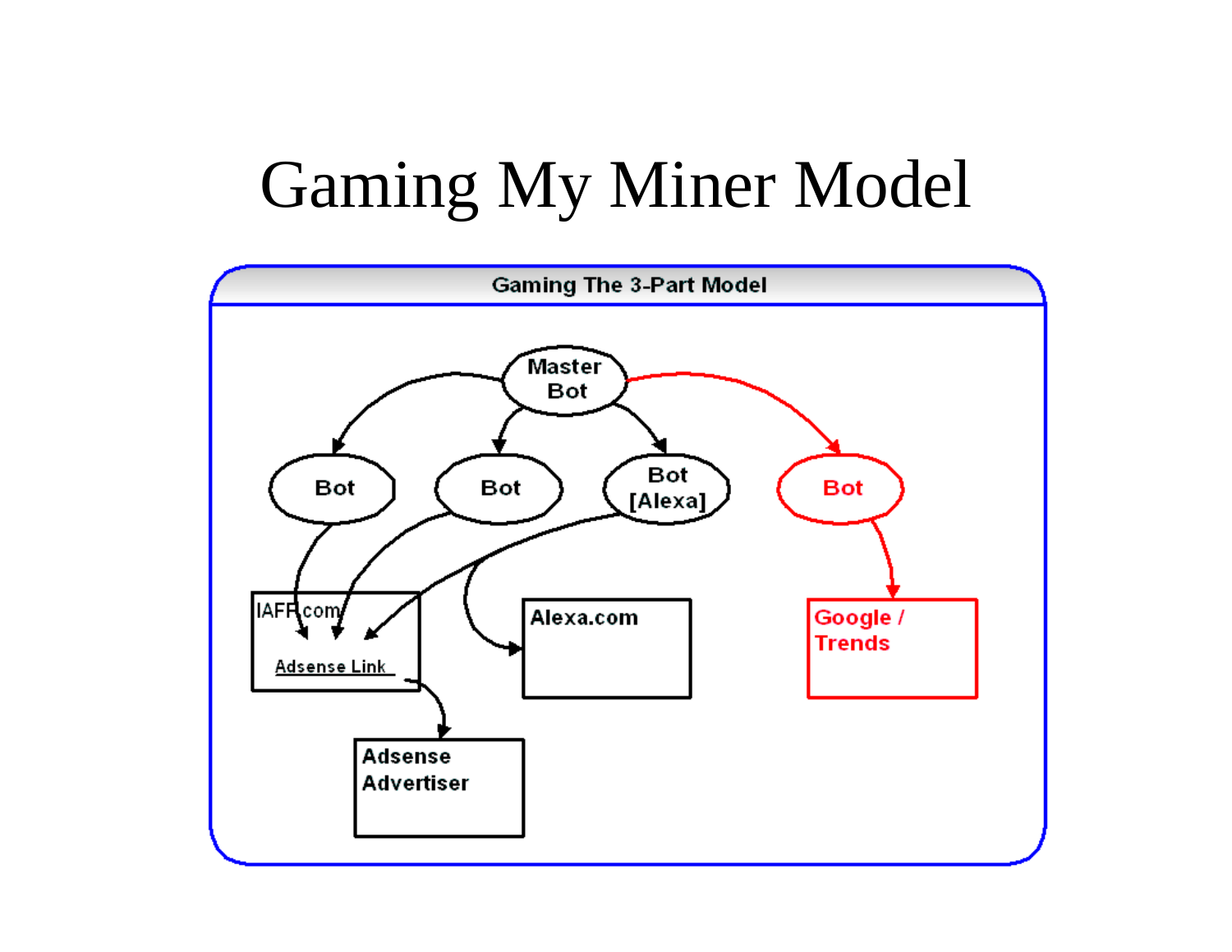# Gaming My Miner Model

**Gaming The 3-Part Model**

- Master Bot → Bot → IAFF.com (Adsense Link)
- Master Bot → Bot → IAFF.com (Adsense Link)
- Master Bot → Bot [Alexa] → IAFF.com (Adsense Link), Alexa.com
- Master Bot → Bot → Google / Trends
- IAFF.com Adsense Link → Adsense Advertiser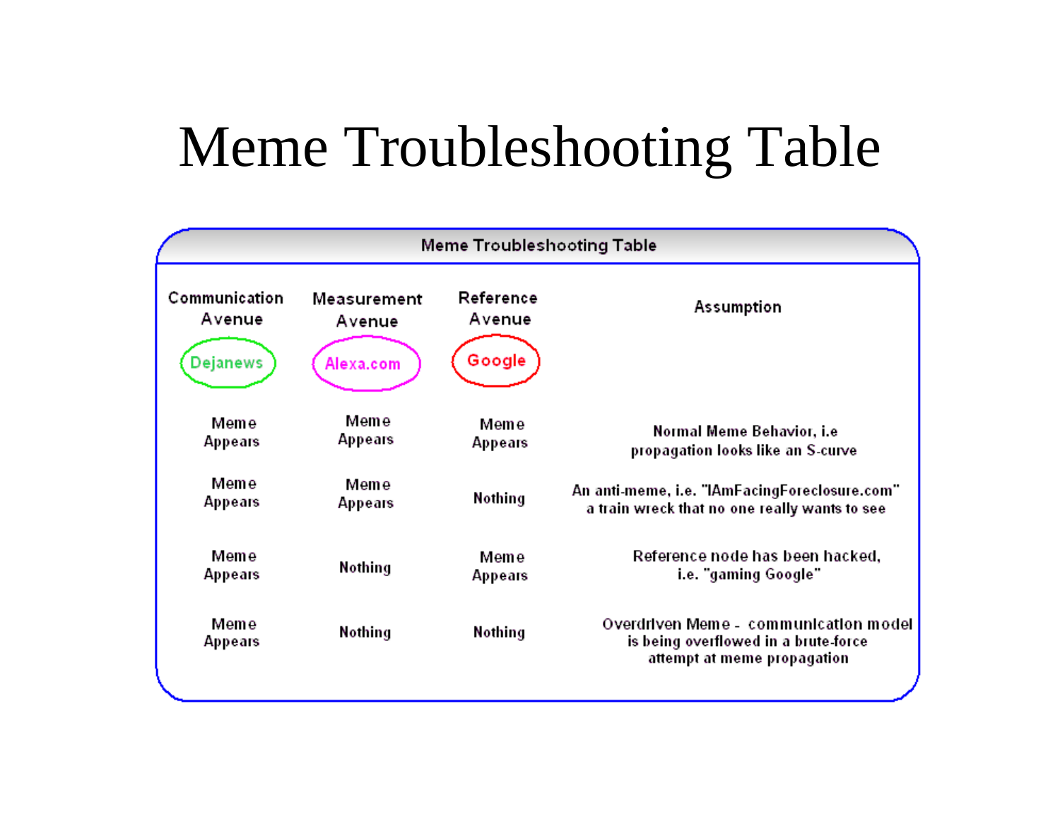# Meme Troubleshooting Table

| Communication Avenue (Dejanews) | Measurement Avenue (Alexa.com) | Reference Avenue (Google) | Assumption |
|---|---|---|---|
| Meme Appears | Meme Appears | Meme Appears | Normal Meme Behavior, i.e propagation looks like an S-curve |
| Meme Appears | Meme Appears | Nothing | An anti-meme, i.e. "IAmFacingForeclosure.com" a train wreck that no one really wants to see |
| Meme Appears | Nothing | Meme Appears | Reference node has been hacked, i.e. "gaming Google" |
| Meme Appears | Nothing | Nothing | Overdriven Meme - communication model is being overflowed in a brute-force attempt at meme propagation |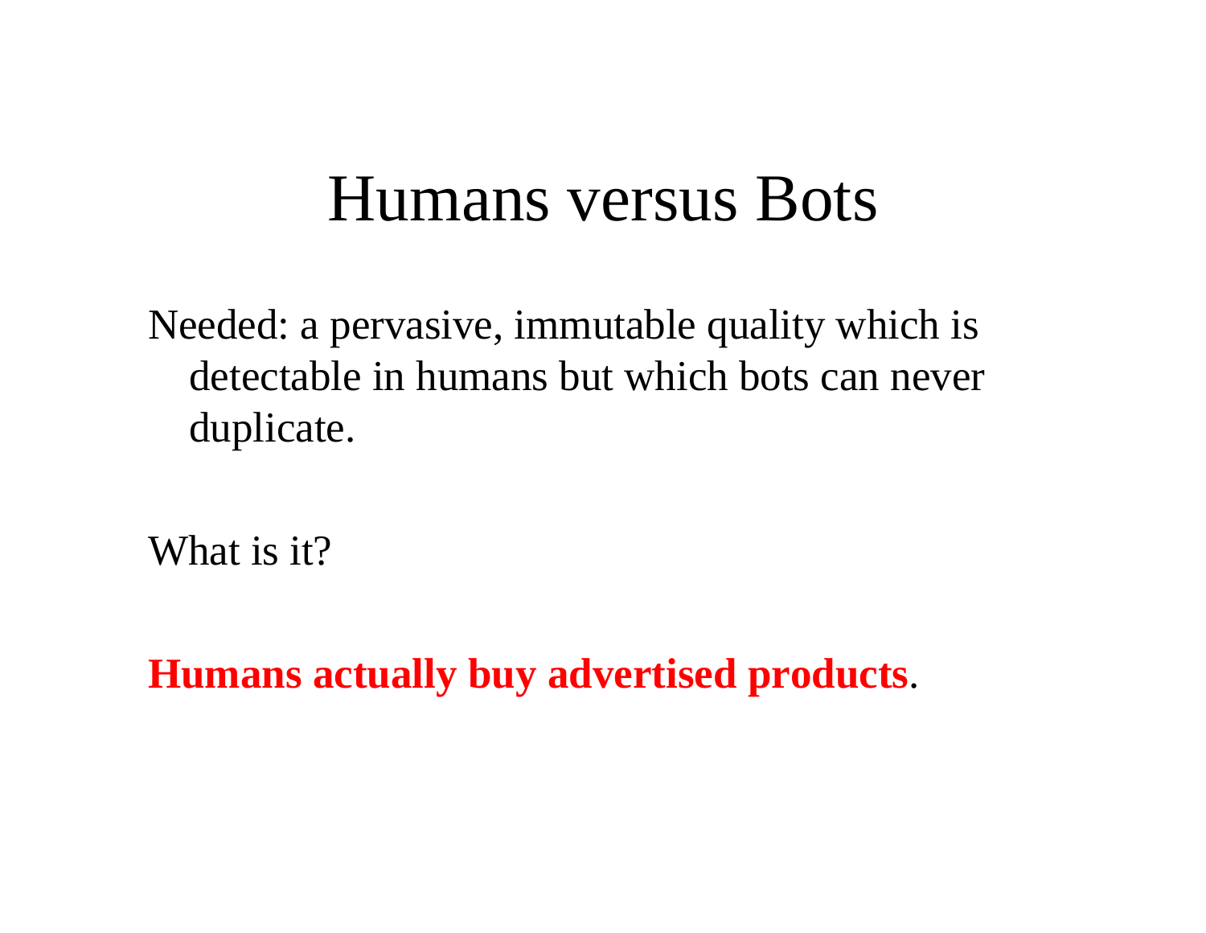# Humans versus Bots

Needed: a pervasive, immutable quality which is detectable in humans but which bots can never duplicate.

What is it?

**Humans actually buy advertised products**.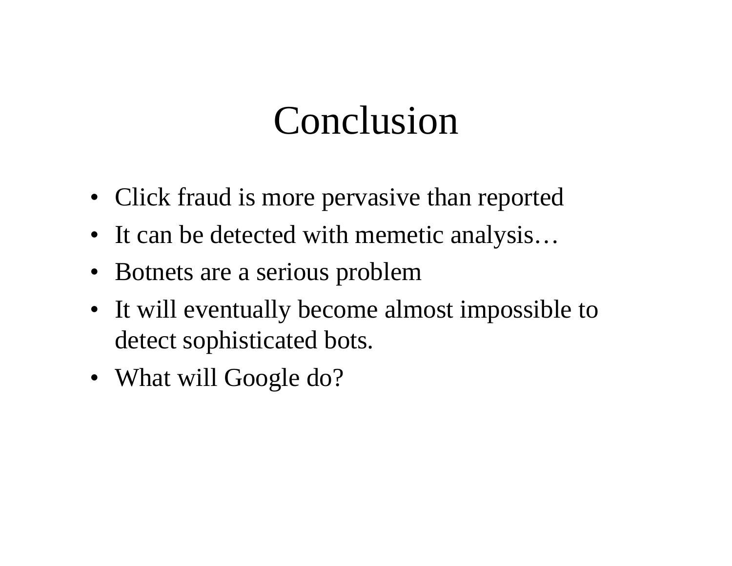# Conclusion

- Click fraud is more pervasive than reported
- It can be detected with memetic analysis…
- Botnets are a serious problem
- It will eventually become almost impossible to detect sophisticated bots.
- What will Google do?